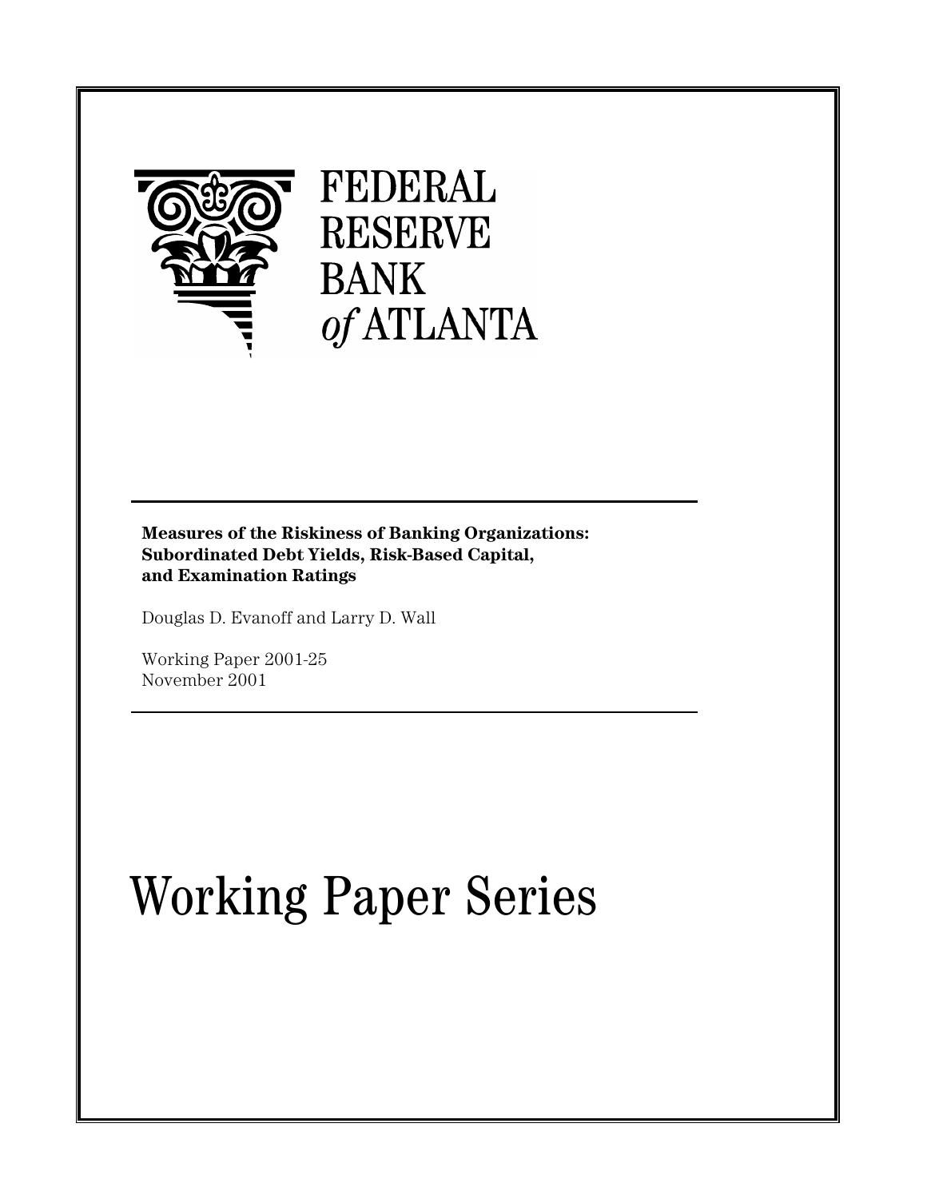# FEDERAL RESERVE BANK *of* ATLANTA

**Measures of the Riskiness of Banking Organizations: Subordinated Debt Yields, Risk-Based Capital, and Examination Ratings**

Douglas D. Evanoff and Larry D. Wall

Working Paper 2001-25
November 2001

# Working Paper Series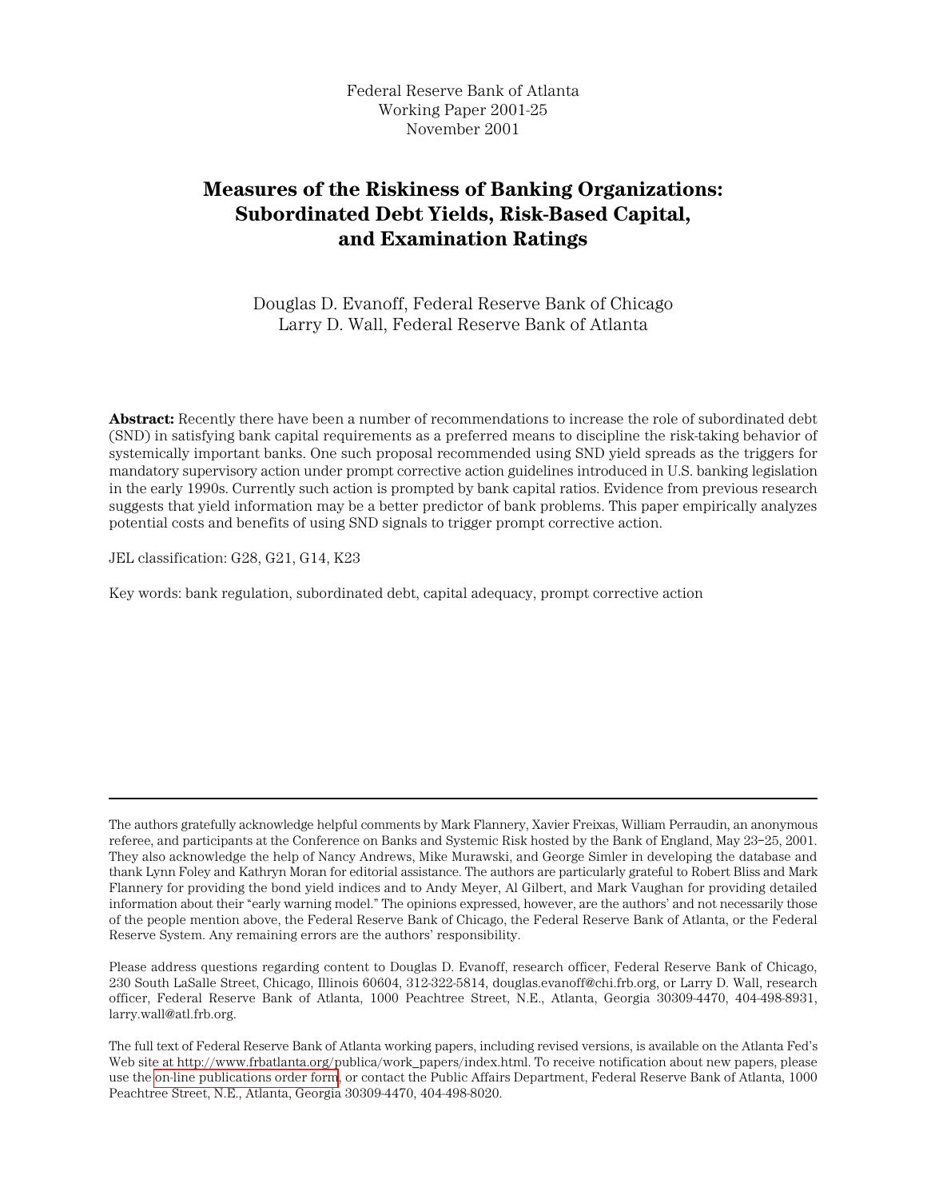Federal Reserve Bank of Atlanta
Working Paper 2001-25
November 2001

# Measures of the Riskiness of Banking Organizations: Subordinated Debt Yields, Risk-Based Capital, and Examination Ratings

Douglas D. Evanoff, Federal Reserve Bank of Chicago
Larry D. Wall, Federal Reserve Bank of Atlanta

**Abstract:** Recently there have been a number of recommendations to increase the role of subordinated debt (SND) in satisfying bank capital requirements as a preferred means to discipline the risk-taking behavior of systemically important banks. One such proposal recommended using SND yield spreads as the triggers for mandatory supervisory action under prompt corrective action guidelines introduced in U.S. banking legislation in the early 1990s. Currently such action is prompted by bank capital ratios. Evidence from previous research suggests that yield information may be a better predictor of bank problems. This paper empirically analyzes potential costs and benefits of using SND signals to trigger prompt corrective action.

JEL classification: G28, G21, G14, K23

Key words: bank regulation, subordinated debt, capital adequacy, prompt corrective action

---

The authors gratefully acknowledge helpful comments by Mark Flannery, Xavier Freixas, William Perraudin, an anonymous referee, and participants at the Conference on Banks and Systemic Risk hosted by the Bank of England, May 23–25, 2001. They also acknowledge the help of Nancy Andrews, Mike Murawski, and George Simler in developing the database and thank Lynn Foley and Kathryn Moran for editorial assistance. The authors are particularly grateful to Robert Bliss and Mark Flannery for providing the bond yield indices and to Andy Meyer, Al Gilbert, and Mark Vaughan for providing detailed information about their "early warning model." The opinions expressed, however, are the authors' and not necessarily those of the people mention above, the Federal Reserve Bank of Chicago, the Federal Reserve Bank of Atlanta, or the Federal Reserve System. Any remaining errors are the authors' responsibility.

Please address questions regarding content to Douglas D. Evanoff, research officer, Federal Reserve Bank of Chicago, 230 South LaSalle Street, Chicago, Illinois 60604, 312-322-5814, douglas.evanoff@chi.frb.org, or Larry D. Wall, research officer, Federal Reserve Bank of Atlanta, 1000 Peachtree Street, N.E., Atlanta, Georgia 30309-4470, 404-498-8931, larry.wall@atl.frb.org.

The full text of Federal Reserve Bank of Atlanta working papers, including revised versions, is available on the Atlanta Fed's Web site at http://www.frbatlanta.org/publica/work_papers/index.html. To receive notification about new papers, please use the on-line publications order form, or contact the Public Affairs Department, Federal Reserve Bank of Atlanta, 1000 Peachtree Street, N.E., Atlanta, Georgia 30309-4470, 404-498-8020.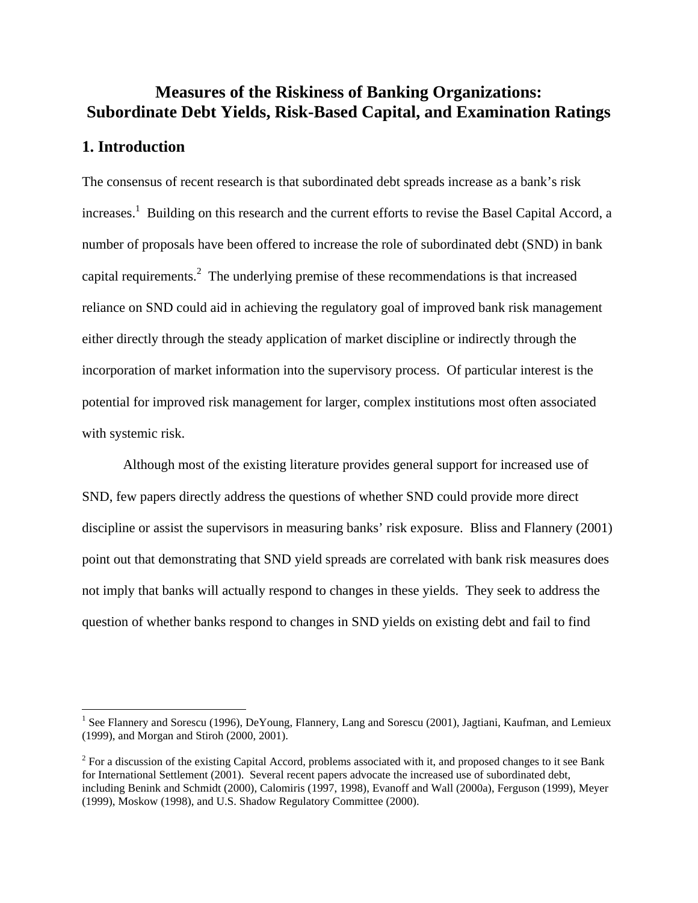# Measures of the Riskiness of Banking Organizations: Subordinate Debt Yields, Risk-Based Capital, and Examination Ratings

## 1. Introduction

The consensus of recent research is that subordinated debt spreads increase as a bank's risk increases.[1] Building on this research and the current efforts to revise the Basel Capital Accord, a number of proposals have been offered to increase the role of subordinated debt (SND) in bank capital requirements.[2] The underlying premise of these recommendations is that increased reliance on SND could aid in achieving the regulatory goal of improved bank risk management either directly through the steady application of market discipline or indirectly through the incorporation of market information into the supervisory process. Of particular interest is the potential for improved risk management for larger, complex institutions most often associated with systemic risk.

Although most of the existing literature provides general support for increased use of SND, few papers directly address the questions of whether SND could provide more direct discipline or assist the supervisors in measuring banks' risk exposure. Bliss and Flannery (2001) point out that demonstrating that SND yield spreads are correlated with bank risk measures does not imply that banks will actually respond to changes in these yields. They seek to address the question of whether banks respond to changes in SND yields on existing debt and fail to find

---

[1] See Flannery and Sorescu (1996), DeYoung, Flannery, Lang and Sorescu (2001), Jagtiani, Kaufman, and Lemieux (1999), and Morgan and Stiroh (2000, 2001).

[2] For a discussion of the existing Capital Accord, problems associated with it, and proposed changes to it see Bank for International Settlement (2001). Several recent papers advocate the increased use of subordinated debt, including Benink and Schmidt (2000), Calomiris (1997, 1998), Evanoff and Wall (2000a), Ferguson (1999), Meyer (1999), Moskow (1998), and U.S. Shadow Regulatory Committee (2000).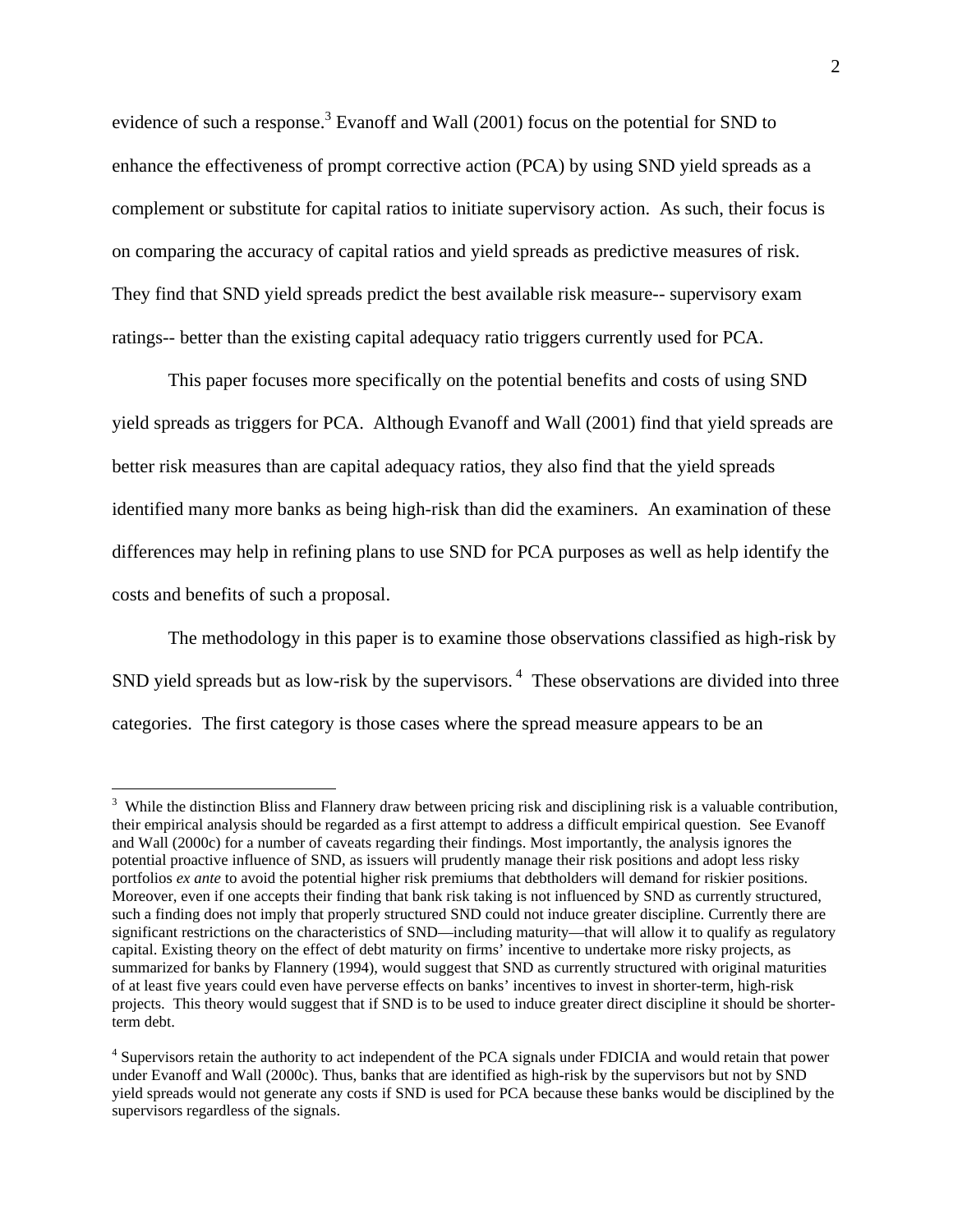evidence of such a response.[3] Evanoff and Wall (2001) focus on the potential for SND to enhance the effectiveness of prompt corrective action (PCA) by using SND yield spreads as a complement or substitute for capital ratios to initiate supervisory action. As such, their focus is on comparing the accuracy of capital ratios and yield spreads as predictive measures of risk. They find that SND yield spreads predict the best available risk measure-- supervisory exam ratings-- better than the existing capital adequacy ratio triggers currently used for PCA.

This paper focuses more specifically on the potential benefits and costs of using SND yield spreads as triggers for PCA. Although Evanoff and Wall (2001) find that yield spreads are better risk measures than are capital adequacy ratios, they also find that the yield spreads identified many more banks as being high-risk than did the examiners. An examination of these differences may help in refining plans to use SND for PCA purposes as well as help identify the costs and benefits of such a proposal.

The methodology in this paper is to examine those observations classified as high-risk by SND yield spreads but as low-risk by the supervisors.[4] These observations are divided into three categories. The first category is those cases where the spread measure appears to be an

---

[3] While the distinction Bliss and Flannery draw between pricing risk and disciplining risk is a valuable contribution, their empirical analysis should be regarded as a first attempt to address a difficult empirical question. See Evanoff and Wall (2000c) for a number of caveats regarding their findings. Most importantly, the analysis ignores the potential proactive influence of SND, as issuers will prudently manage their risk positions and adopt less risky portfolios *ex ante* to avoid the potential higher risk premiums that debtholders will demand for riskier positions. Moreover, even if one accepts their finding that bank risk taking is not influenced by SND as currently structured, such a finding does not imply that properly structured SND could not induce greater discipline. Currently there are significant restrictions on the characteristics of SND—including maturity—that will allow it to qualify as regulatory capital. Existing theory on the effect of debt maturity on firms' incentive to undertake more risky projects, as summarized for banks by Flannery (1994), would suggest that SND as currently structured with original maturities of at least five years could even have perverse effects on banks' incentives to invest in shorter-term, high-risk projects. This theory would suggest that if SND is to be used to induce greater direct discipline it should be shorter-term debt.

[4] Supervisors retain the authority to act independent of the PCA signals under FDICIA and would retain that power under Evanoff and Wall (2000c). Thus, banks that are identified as high-risk by the supervisors but not by SND yield spreads would not generate any costs if SND is used for PCA because these banks would be disciplined by the supervisors regardless of the signals.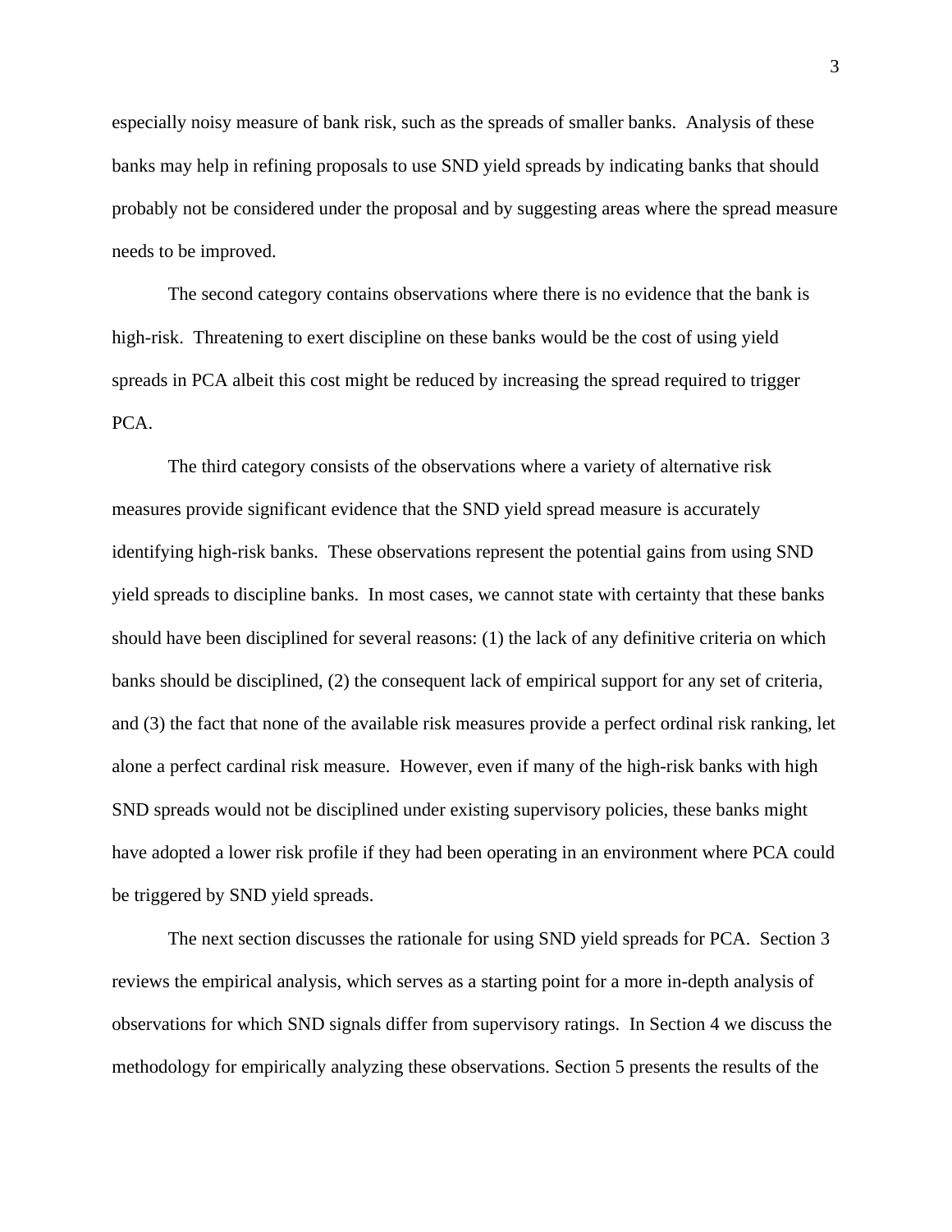especially noisy measure of bank risk, such as the spreads of smaller banks. Analysis of these banks may help in refining proposals to use SND yield spreads by indicating banks that should probably not be considered under the proposal and by suggesting areas where the spread measure needs to be improved.

The second category contains observations where there is no evidence that the bank is high-risk. Threatening to exert discipline on these banks would be the cost of using yield spreads in PCA albeit this cost might be reduced by increasing the spread required to trigger PCA.

The third category consists of the observations where a variety of alternative risk measures provide significant evidence that the SND yield spread measure is accurately identifying high-risk banks. These observations represent the potential gains from using SND yield spreads to discipline banks. In most cases, we cannot state with certainty that these banks should have been disciplined for several reasons: (1) the lack of any definitive criteria on which banks should be disciplined, (2) the consequent lack of empirical support for any set of criteria, and (3) the fact that none of the available risk measures provide a perfect ordinal risk ranking, let alone a perfect cardinal risk measure. However, even if many of the high-risk banks with high SND spreads would not be disciplined under existing supervisory policies, these banks might have adopted a lower risk profile if they had been operating in an environment where PCA could be triggered by SND yield spreads.

The next section discusses the rationale for using SND yield spreads for PCA. Section 3 reviews the empirical analysis, which serves as a starting point for a more in-depth analysis of observations for which SND signals differ from supervisory ratings. In Section 4 we discuss the methodology for empirically analyzing these observations. Section 5 presents the results of the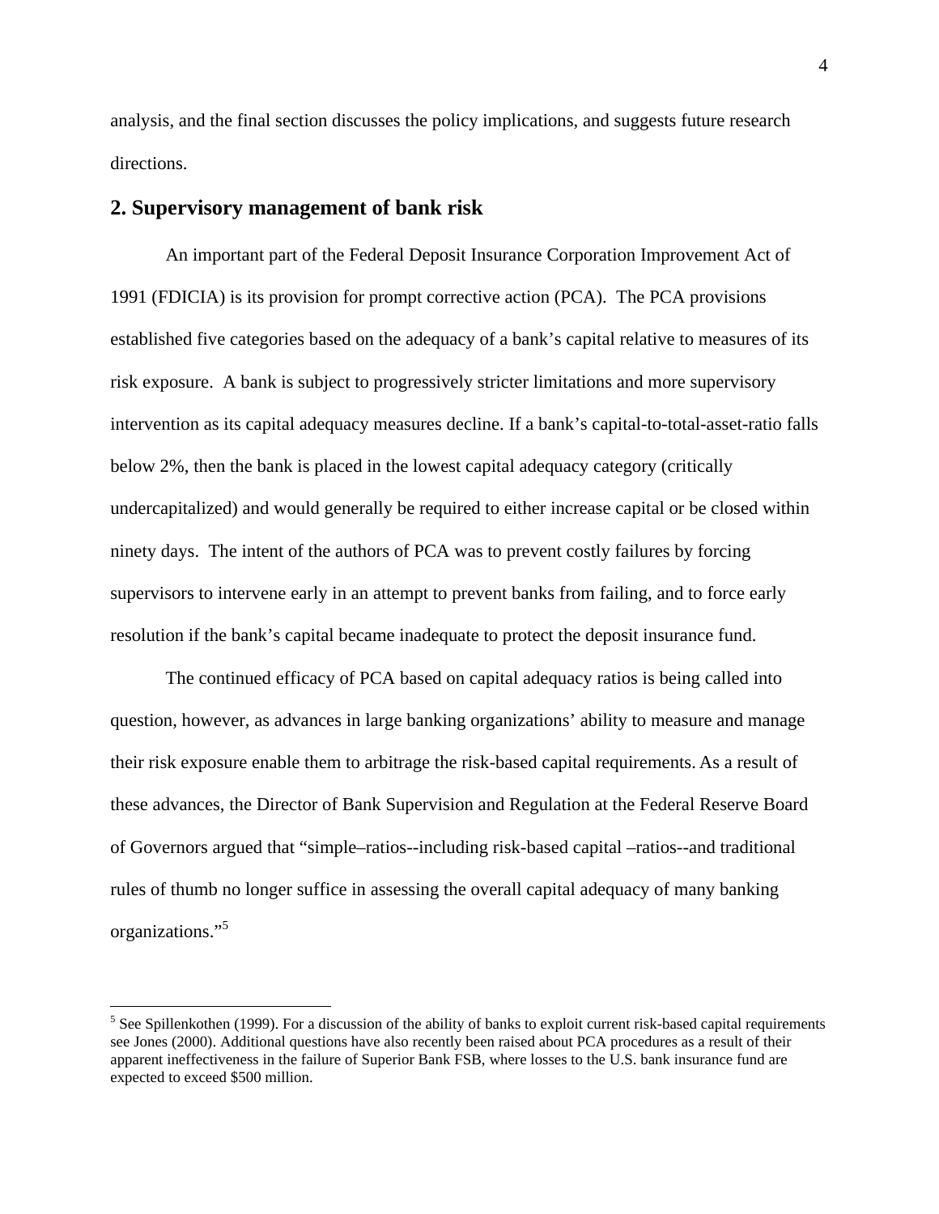analysis, and the final section discusses the policy implications, and suggests future research directions.

## 2. Supervisory management of bank risk

An important part of the Federal Deposit Insurance Corporation Improvement Act of 1991 (FDICIA) is its provision for prompt corrective action (PCA). The PCA provisions established five categories based on the adequacy of a bank's capital relative to measures of its risk exposure. A bank is subject to progressively stricter limitations and more supervisory intervention as its capital adequacy measures decline. If a bank's capital-to-total-asset-ratio falls below 2%, then the bank is placed in the lowest capital adequacy category (critically undercapitalized) and would generally be required to either increase capital or be closed within ninety days. The intent of the authors of PCA was to prevent costly failures by forcing supervisors to intervene early in an attempt to prevent banks from failing, and to force early resolution if the bank's capital became inadequate to protect the deposit insurance fund.

The continued efficacy of PCA based on capital adequacy ratios is being called into question, however, as advances in large banking organizations' ability to measure and manage their risk exposure enable them to arbitrage the risk-based capital requirements. As a result of these advances, the Director of Bank Supervision and Regulation at the Federal Reserve Board of Governors argued that "simple–ratios--including risk-based capital –ratios--and traditional rules of thumb no longer suffice in assessing the overall capital adequacy of many banking organizations."[5]

---

[5] See Spillenkothen (1999). For a discussion of the ability of banks to exploit current risk-based capital requirements see Jones (2000). Additional questions have also recently been raised about PCA procedures as a result of their apparent ineffectiveness in the failure of Superior Bank FSB, where losses to the U.S. bank insurance fund are expected to exceed $500 million.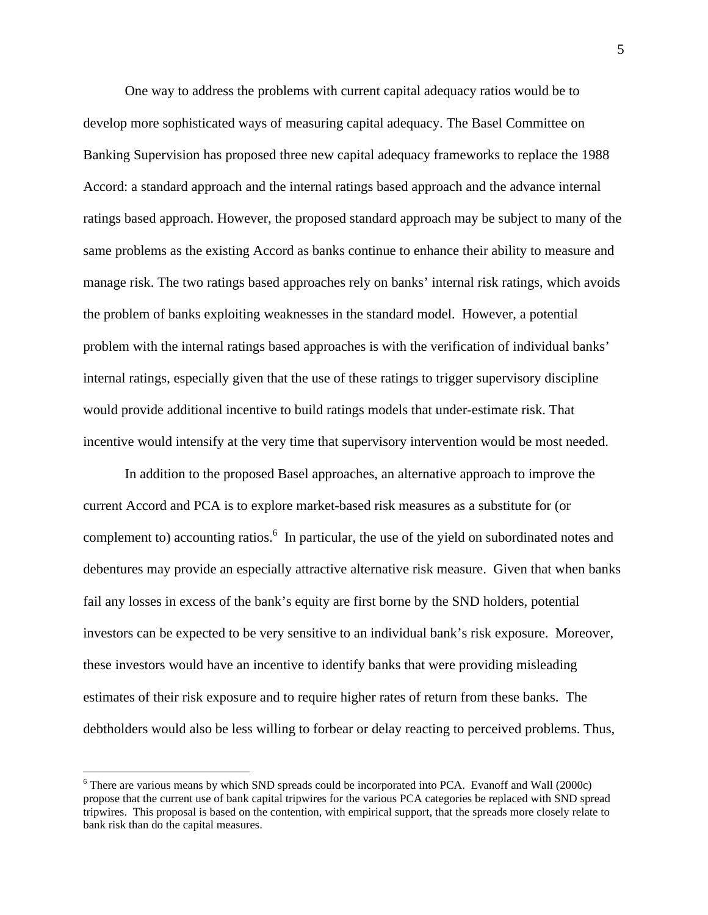One way to address the problems with current capital adequacy ratios would be to develop more sophisticated ways of measuring capital adequacy. The Basel Committee on Banking Supervision has proposed three new capital adequacy frameworks to replace the 1988 Accord: a standard approach and the internal ratings based approach and the advance internal ratings based approach. However, the proposed standard approach may be subject to many of the same problems as the existing Accord as banks continue to enhance their ability to measure and manage risk. The two ratings based approaches rely on banks' internal risk ratings, which avoids the problem of banks exploiting weaknesses in the standard model. However, a potential problem with the internal ratings based approaches is with the verification of individual banks' internal ratings, especially given that the use of these ratings to trigger supervisory discipline would provide additional incentive to build ratings models that under-estimate risk. That incentive would intensify at the very time that supervisory intervention would be most needed.

In addition to the proposed Basel approaches, an alternative approach to improve the current Accord and PCA is to explore market-based risk measures as a substitute for (or complement to) accounting ratios.[6] In particular, the use of the yield on subordinated notes and debentures may provide an especially attractive alternative risk measure. Given that when banks fail any losses in excess of the bank's equity are first borne by the SND holders, potential investors can be expected to be very sensitive to an individual bank's risk exposure. Moreover, these investors would have an incentive to identify banks that were providing misleading estimates of their risk exposure and to require higher rates of return from these banks. The debtholders would also be less willing to forbear or delay reacting to perceived problems. Thus,

[6] There are various means by which SND spreads could be incorporated into PCA. Evanoff and Wall (2000c) propose that the current use of bank capital tripwires for the various PCA categories be replaced with SND spread tripwires. This proposal is based on the contention, with empirical support, that the spreads more closely relate to bank risk than do the capital measures.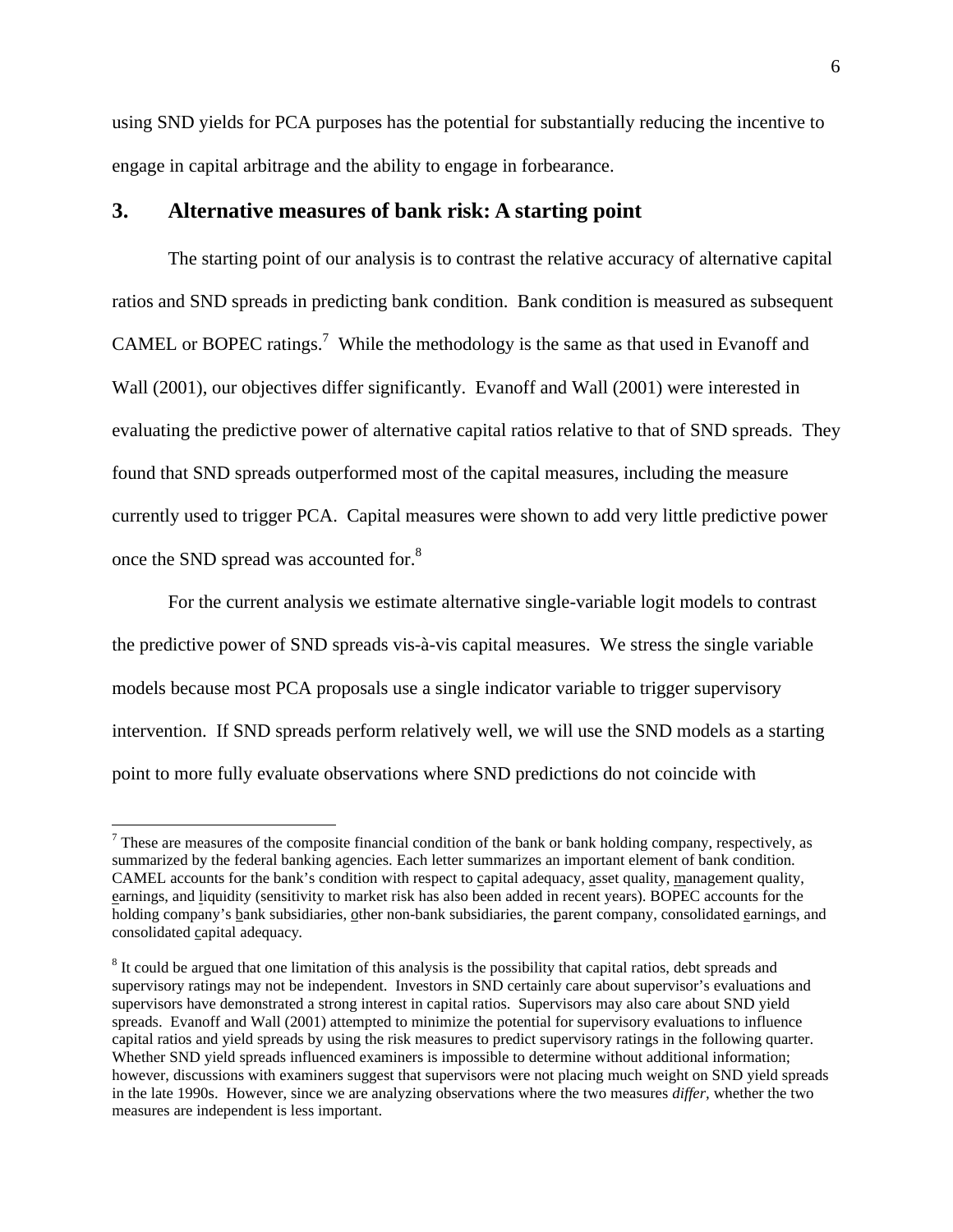using SND yields for PCA purposes has the potential for substantially reducing the incentive to engage in capital arbitrage and the ability to engage in forbearance.

## 3. Alternative measures of bank risk: A starting point

The starting point of our analysis is to contrast the relative accuracy of alternative capital ratios and SND spreads in predicting bank condition. Bank condition is measured as subsequent CAMEL or BOPEC ratings.[7] While the methodology is the same as that used in Evanoff and Wall (2001), our objectives differ significantly. Evanoff and Wall (2001) were interested in evaluating the predictive power of alternative capital ratios relative to that of SND spreads. They found that SND spreads outperformed most of the capital measures, including the measure currently used to trigger PCA. Capital measures were shown to add very little predictive power once the SND spread was accounted for.[8]

For the current analysis we estimate alternative single-variable logit models to contrast the predictive power of SND spreads vis-à-vis capital measures. We stress the single variable models because most PCA proposals use a single indicator variable to trigger supervisory intervention. If SND spreads perform relatively well, we will use the SND models as a starting point to more fully evaluate observations where SND predictions do not coincide with

---

[7] These are measures of the composite financial condition of the bank or bank holding company, respectively, as summarized by the federal banking agencies. Each letter summarizes an important element of bank condition. CAMEL accounts for the bank's condition with respect to capital adequacy, asset quality, management quality, earnings, and liquidity (sensitivity to market risk has also been added in recent years). BOPEC accounts for the holding company's bank subsidiaries, other non-bank subsidiaries, the parent company, consolidated earnings, and consolidated capital adequacy.

[8] It could be argued that one limitation of this analysis is the possibility that capital ratios, debt spreads and supervisory ratings may not be independent. Investors in SND certainly care about supervisor's evaluations and supervisors have demonstrated a strong interest in capital ratios. Supervisors may also care about SND yield spreads. Evanoff and Wall (2001) attempted to minimize the potential for supervisory evaluations to influence capital ratios and yield spreads by using the risk measures to predict supervisory ratings in the following quarter. Whether SND yield spreads influenced examiners is impossible to determine without additional information; however, discussions with examiners suggest that supervisors were not placing much weight on SND yield spreads in the late 1990s. However, since we are analyzing observations where the two measures *differ*, whether the two measures are independent is less important.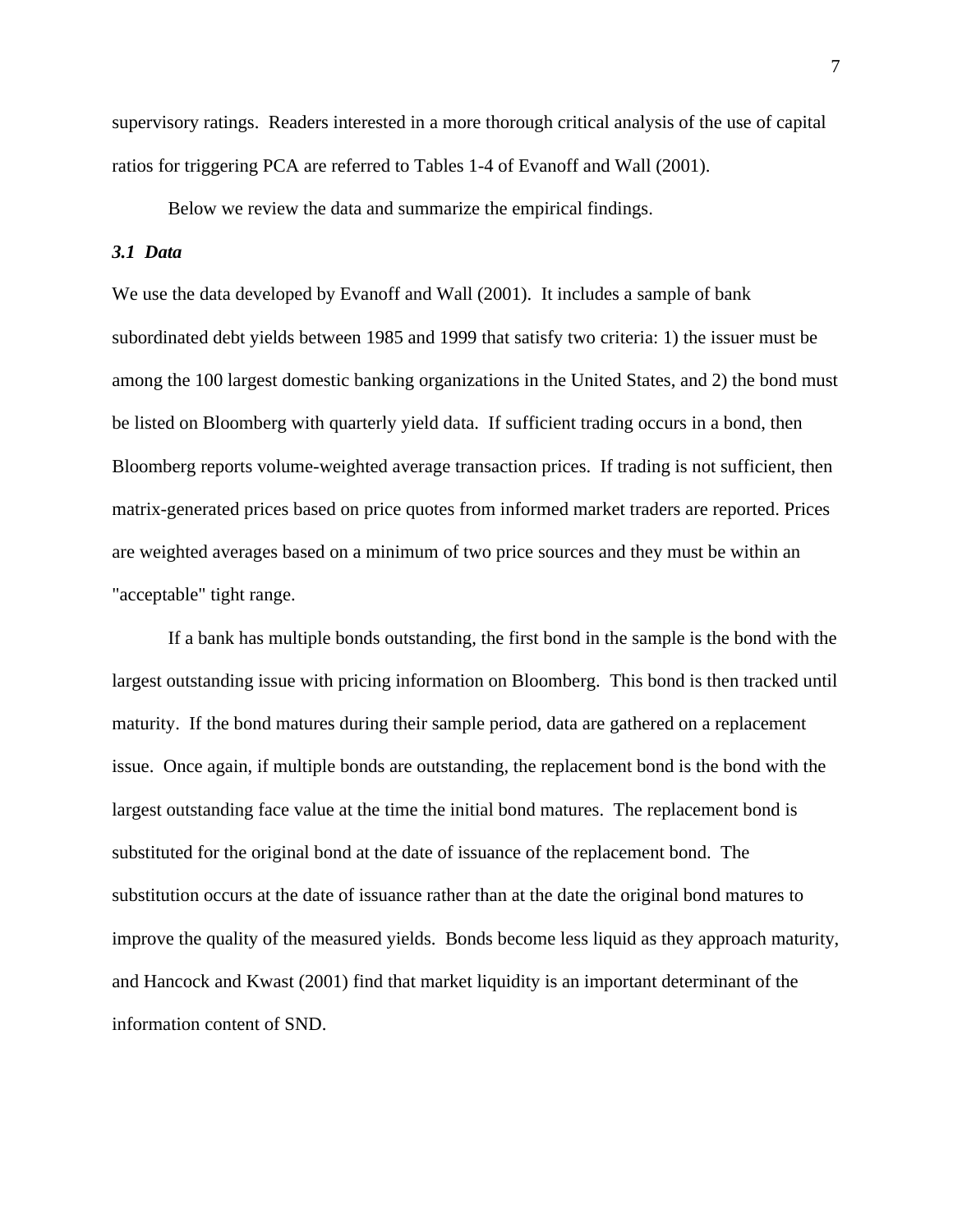supervisory ratings. Readers interested in a more thorough critical analysis of the use of capital ratios for triggering PCA are referred to Tables 1-4 of Evanoff and Wall (2001).

Below we review the data and summarize the empirical findings.

### *3.1 Data*

We use the data developed by Evanoff and Wall (2001). It includes a sample of bank subordinated debt yields between 1985 and 1999 that satisfy two criteria: 1) the issuer must be among the 100 largest domestic banking organizations in the United States, and 2) the bond must be listed on Bloomberg with quarterly yield data. If sufficient trading occurs in a bond, then Bloomberg reports volume-weighted average transaction prices. If trading is not sufficient, then matrix-generated prices based on price quotes from informed market traders are reported. Prices are weighted averages based on a minimum of two price sources and they must be within an "acceptable" tight range.

If a bank has multiple bonds outstanding, the first bond in the sample is the bond with the largest outstanding issue with pricing information on Bloomberg. This bond is then tracked until maturity. If the bond matures during their sample period, data are gathered on a replacement issue. Once again, if multiple bonds are outstanding, the replacement bond is the bond with the largest outstanding face value at the time the initial bond matures. The replacement bond is substituted for the original bond at the date of issuance of the replacement bond. The substitution occurs at the date of issuance rather than at the date the original bond matures to improve the quality of the measured yields. Bonds become less liquid as they approach maturity, and Hancock and Kwast (2001) find that market liquidity is an important determinant of the information content of SND.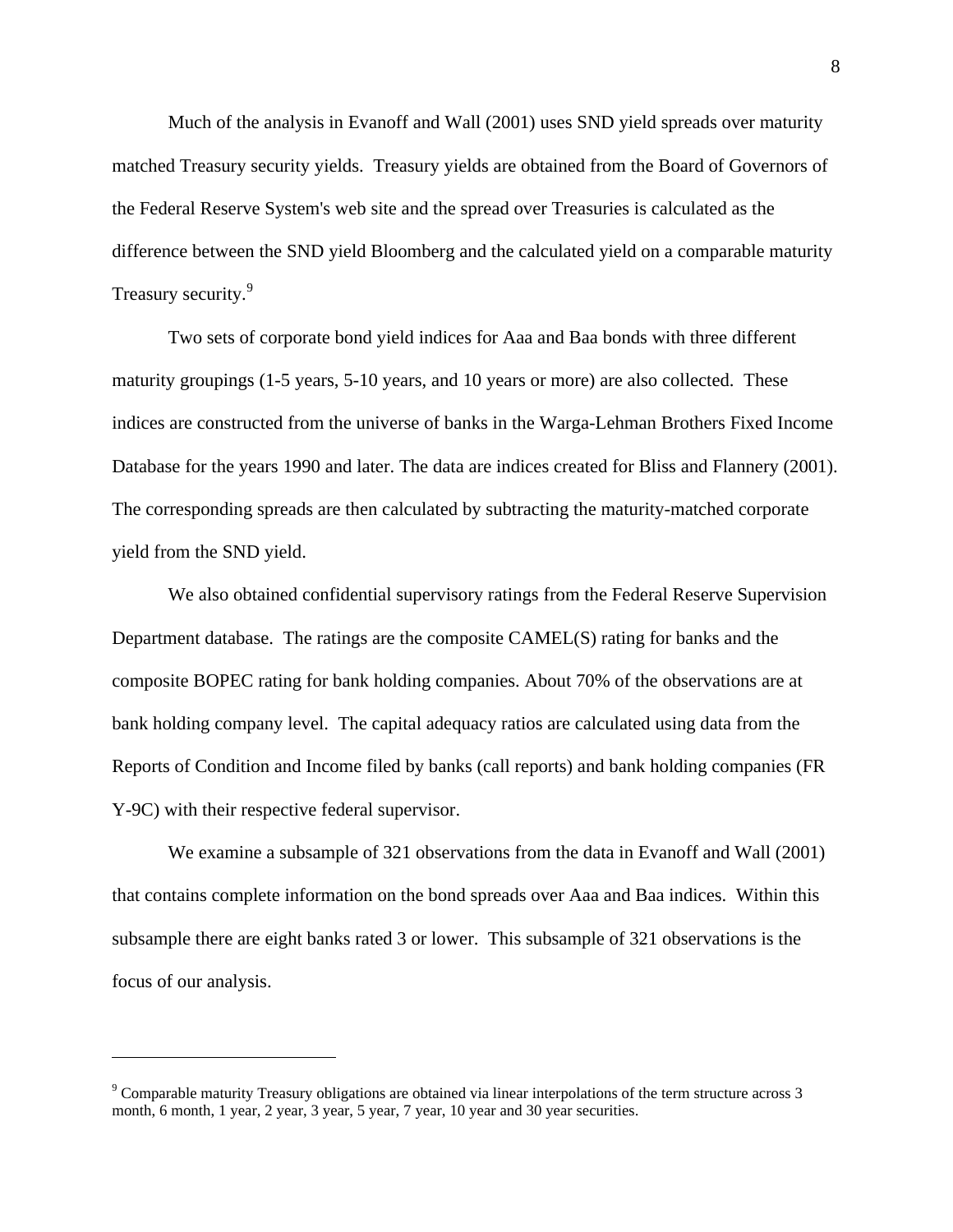Much of the analysis in Evanoff and Wall (2001) uses SND yield spreads over maturity matched Treasury security yields. Treasury yields are obtained from the Board of Governors of the Federal Reserve System's web site and the spread over Treasuries is calculated as the difference between the SND yield Bloomberg and the calculated yield on a comparable maturity Treasury security.[9]

Two sets of corporate bond yield indices for Aaa and Baa bonds with three different maturity groupings (1-5 years, 5-10 years, and 10 years or more) are also collected. These indices are constructed from the universe of banks in the Warga-Lehman Brothers Fixed Income Database for the years 1990 and later. The data are indices created for Bliss and Flannery (2001). The corresponding spreads are then calculated by subtracting the maturity-matched corporate yield from the SND yield.

We also obtained confidential supervisory ratings from the Federal Reserve Supervision Department database. The ratings are the composite CAMEL(S) rating for banks and the composite BOPEC rating for bank holding companies. About 70% of the observations are at bank holding company level. The capital adequacy ratios are calculated using data from the Reports of Condition and Income filed by banks (call reports) and bank holding companies (FR Y-9C) with their respective federal supervisor.

We examine a subsample of 321 observations from the data in Evanoff and Wall (2001) that contains complete information on the bond spreads over Aaa and Baa indices. Within this subsample there are eight banks rated 3 or lower. This subsample of 321 observations is the focus of our analysis.

---

[9] Comparable maturity Treasury obligations are obtained via linear interpolations of the term structure across 3 month, 6 month, 1 year, 2 year, 3 year, 5 year, 7 year, 10 year and 30 year securities.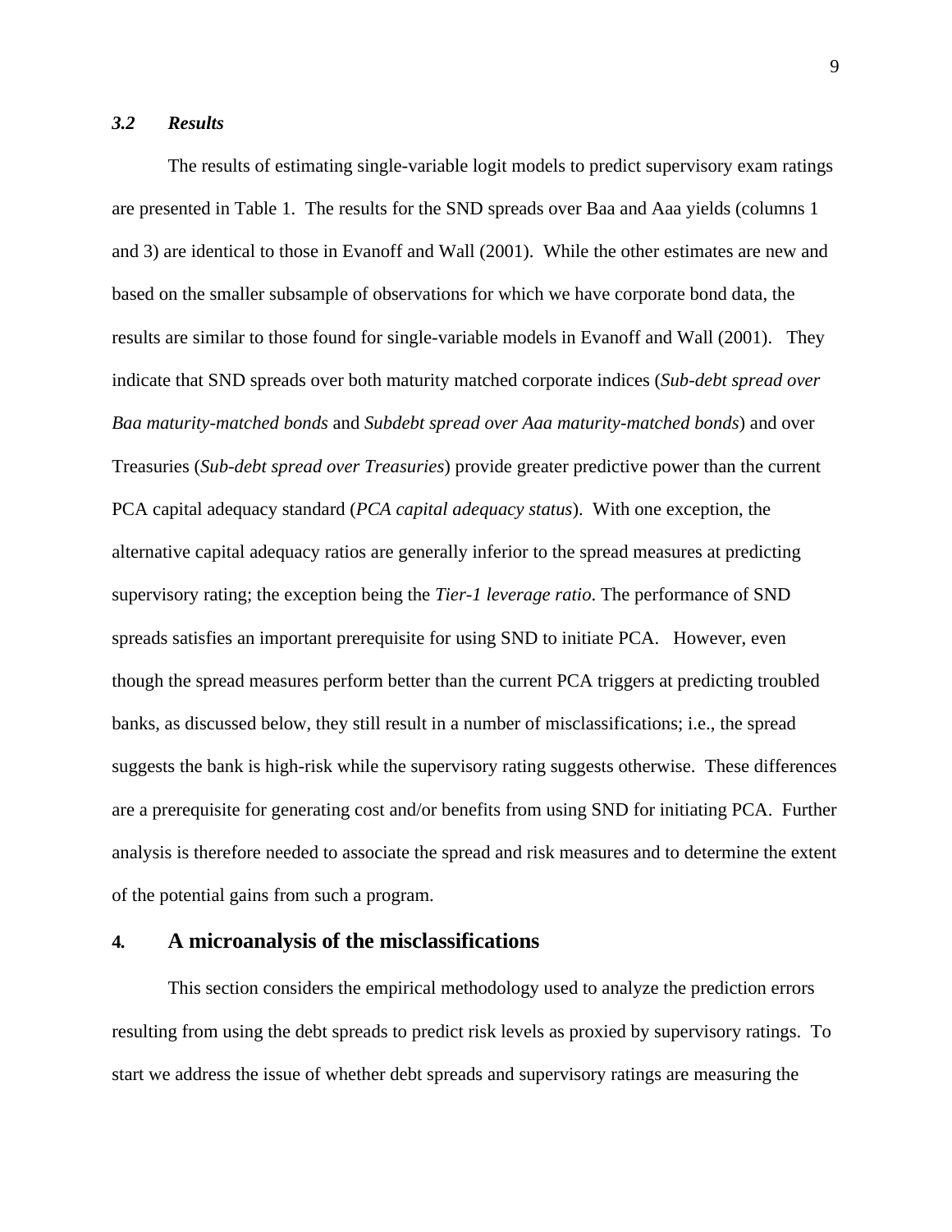### *3.2 Results*

The results of estimating single-variable logit models to predict supervisory exam ratings are presented in Table 1. The results for the SND spreads over Baa and Aaa yields (columns 1 and 3) are identical to those in Evanoff and Wall (2001). While the other estimates are new and based on the smaller subsample of observations for which we have corporate bond data, the results are similar to those found for single-variable models in Evanoff and Wall (2001). They indicate that SND spreads over both maturity matched corporate indices (*Sub-debt spread over Baa maturity-matched bonds* and *Subdebt spread over Aaa maturity-matched bonds*) and over Treasuries (*Sub-debt spread over Treasuries*) provide greater predictive power than the current PCA capital adequacy standard (*PCA capital adequacy status*). With one exception, the alternative capital adequacy ratios are generally inferior to the spread measures at predicting supervisory rating; the exception being the *Tier-1 leverage ratio*. The performance of SND spreads satisfies an important prerequisite for using SND to initiate PCA. However, even though the spread measures perform better than the current PCA triggers at predicting troubled banks, as discussed below, they still result in a number of misclassifications; i.e., the spread suggests the bank is high-risk while the supervisory rating suggests otherwise. These differences are a prerequisite for generating cost and/or benefits from using SND for initiating PCA. Further analysis is therefore needed to associate the spread and risk measures and to determine the extent of the potential gains from such a program.

## 4. A microanalysis of the misclassifications

This section considers the empirical methodology used to analyze the prediction errors resulting from using the debt spreads to predict risk levels as proxied by supervisory ratings. To start we address the issue of whether debt spreads and supervisory ratings are measuring the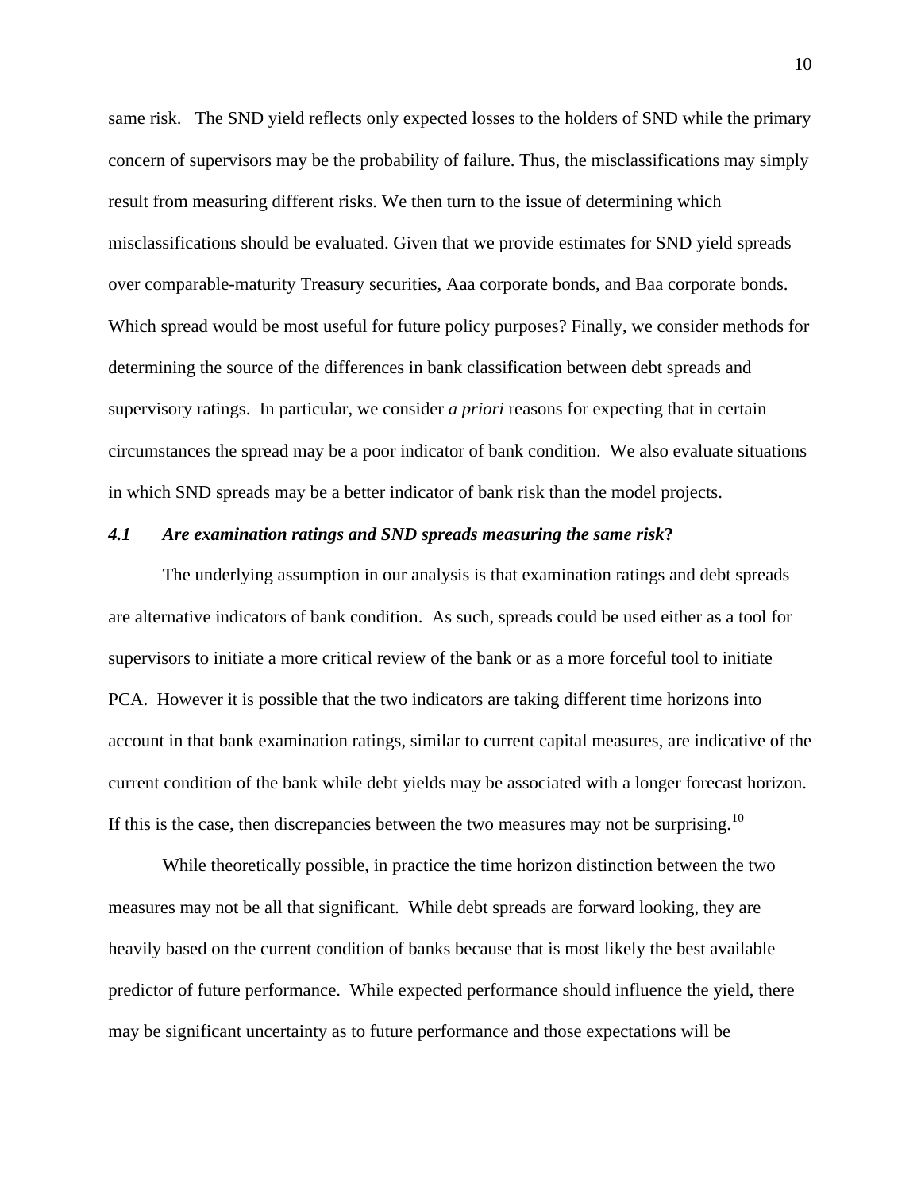same risk. The SND yield reflects only expected losses to the holders of SND while the primary concern of supervisors may be the probability of failure. Thus, the misclassifications may simply result from measuring different risks. We then turn to the issue of determining which misclassifications should be evaluated. Given that we provide estimates for SND yield spreads over comparable-maturity Treasury securities, Aaa corporate bonds, and Baa corporate bonds. Which spread would be most useful for future policy purposes? Finally, we consider methods for determining the source of the differences in bank classification between debt spreads and supervisory ratings. In particular, we consider *a priori* reasons for expecting that in certain circumstances the spread may be a poor indicator of bank condition. We also evaluate situations in which SND spreads may be a better indicator of bank risk than the model projects.

### *4.1 Are examination ratings and SND spreads measuring the same risk*?

The underlying assumption in our analysis is that examination ratings and debt spreads are alternative indicators of bank condition. As such, spreads could be used either as a tool for supervisors to initiate a more critical review of the bank or as a more forceful tool to initiate PCA. However it is possible that the two indicators are taking different time horizons into account in that bank examination ratings, similar to current capital measures, are indicative of the current condition of the bank while debt yields may be associated with a longer forecast horizon. If this is the case, then discrepancies between the two measures may not be surprising.[10]

While theoretically possible, in practice the time horizon distinction between the two measures may not be all that significant. While debt spreads are forward looking, they are heavily based on the current condition of banks because that is most likely the best available predictor of future performance. While expected performance should influence the yield, there may be significant uncertainty as to future performance and those expectations will be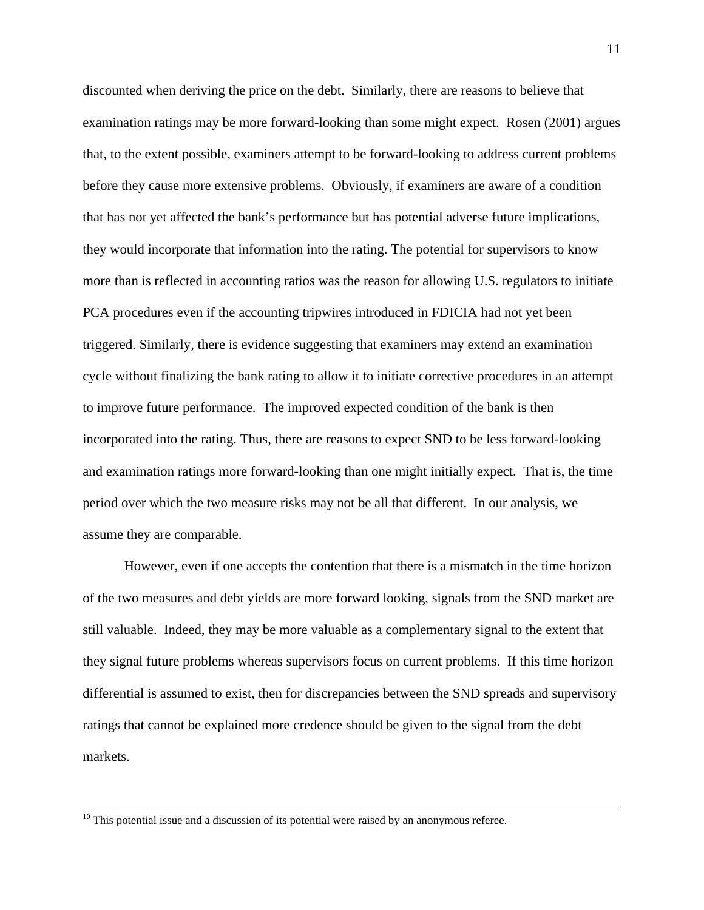discounted when deriving the price on the debt. Similarly, there are reasons to believe that examination ratings may be more forward-looking than some might expect. Rosen (2001) argues that, to the extent possible, examiners attempt to be forward-looking to address current problems before they cause more extensive problems. Obviously, if examiners are aware of a condition that has not yet affected the bank's performance but has potential adverse future implications, they would incorporate that information into the rating. The potential for supervisors to know more than is reflected in accounting ratios was the reason for allowing U.S. regulators to initiate PCA procedures even if the accounting tripwires introduced in FDICIA had not yet been triggered. Similarly, there is evidence suggesting that examiners may extend an examination cycle without finalizing the bank rating to allow it to initiate corrective procedures in an attempt to improve future performance. The improved expected condition of the bank is then incorporated into the rating. Thus, there are reasons to expect SND to be less forward-looking and examination ratings more forward-looking than one might initially expect. That is, the time period over which the two measure risks may not be all that different. In our analysis, we assume they are comparable.

However, even if one accepts the contention that there is a mismatch in the time horizon of the two measures and debt yields are more forward looking, signals from the SND market are still valuable. Indeed, they may be more valuable as a complementary signal to the extent that they signal future problems whereas supervisors focus on current problems. If this time horizon differential is assumed to exist, then for discrepancies between the SND spreads and supervisory ratings that cannot be explained more credence should be given to the signal from the debt markets.

---

[10] This potential issue and a discussion of its potential were raised by an anonymous referee.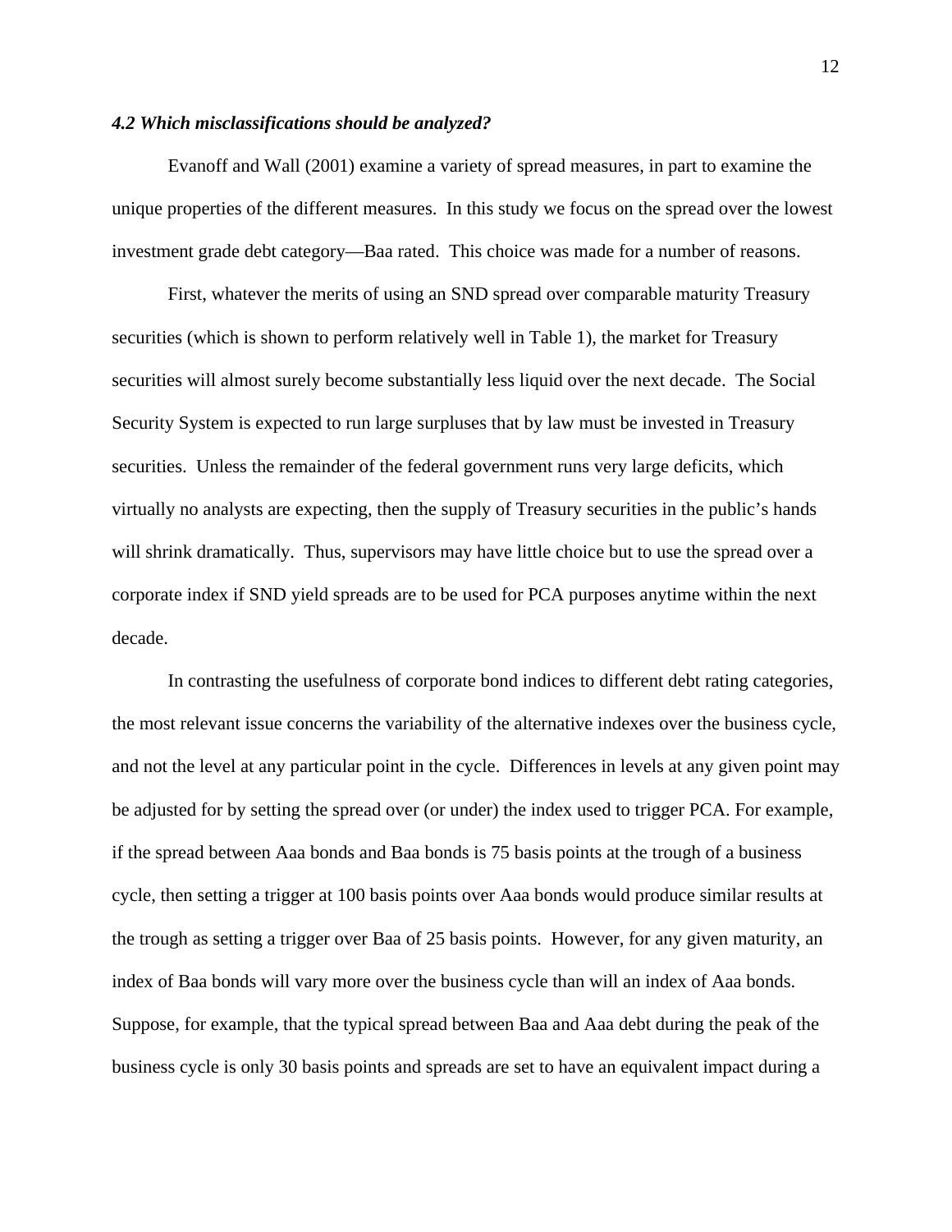### *4.2 Which misclassifications should be analyzed?*

Evanoff and Wall (2001) examine a variety of spread measures, in part to examine the unique properties of the different measures. In this study we focus on the spread over the lowest investment grade debt category—Baa rated. This choice was made for a number of reasons.

First, whatever the merits of using an SND spread over comparable maturity Treasury securities (which is shown to perform relatively well in Table 1), the market for Treasury securities will almost surely become substantially less liquid over the next decade. The Social Security System is expected to run large surpluses that by law must be invested in Treasury securities. Unless the remainder of the federal government runs very large deficits, which virtually no analysts are expecting, then the supply of Treasury securities in the public's hands will shrink dramatically. Thus, supervisors may have little choice but to use the spread over a corporate index if SND yield spreads are to be used for PCA purposes anytime within the next decade.

In contrasting the usefulness of corporate bond indices to different debt rating categories, the most relevant issue concerns the variability of the alternative indexes over the business cycle, and not the level at any particular point in the cycle. Differences in levels at any given point may be adjusted for by setting the spread over (or under) the index used to trigger PCA. For example, if the spread between Aaa bonds and Baa bonds is 75 basis points at the trough of a business cycle, then setting a trigger at 100 basis points over Aaa bonds would produce similar results at the trough as setting a trigger over Baa of 25 basis points. However, for any given maturity, an index of Baa bonds will vary more over the business cycle than will an index of Aaa bonds. Suppose, for example, that the typical spread between Baa and Aaa debt during the peak of the business cycle is only 30 basis points and spreads are set to have an equivalent impact during a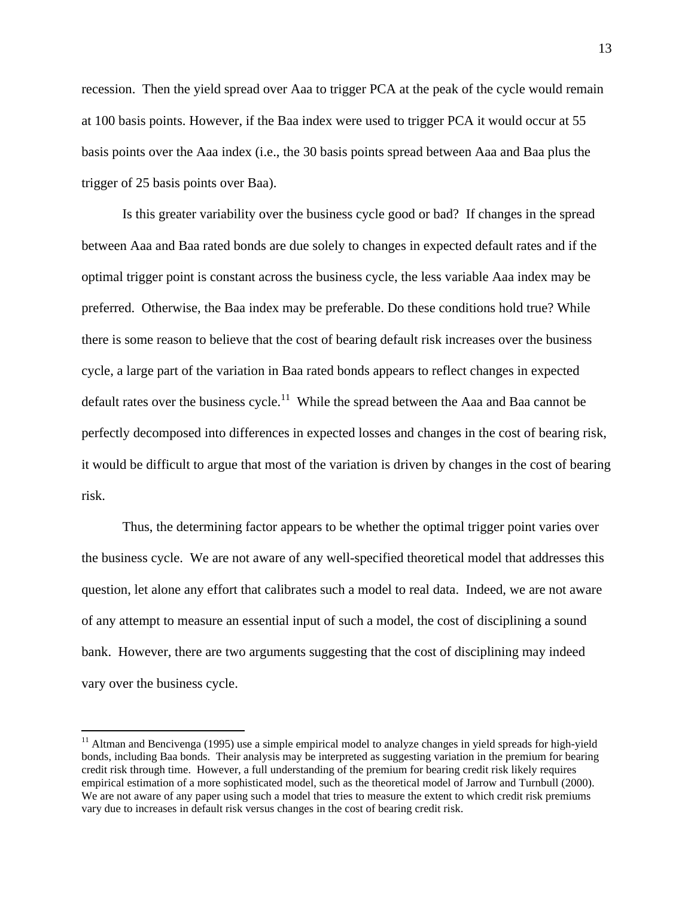recession. Then the yield spread over Aaa to trigger PCA at the peak of the cycle would remain at 100 basis points. However, if the Baa index were used to trigger PCA it would occur at 55 basis points over the Aaa index (i.e., the 30 basis points spread between Aaa and Baa plus the trigger of 25 basis points over Baa).

Is this greater variability over the business cycle good or bad? If changes in the spread between Aaa and Baa rated bonds are due solely to changes in expected default rates and if the optimal trigger point is constant across the business cycle, the less variable Aaa index may be preferred. Otherwise, the Baa index may be preferable. Do these conditions hold true? While there is some reason to believe that the cost of bearing default risk increases over the business cycle, a large part of the variation in Baa rated bonds appears to reflect changes in expected default rates over the business cycle.[11] While the spread between the Aaa and Baa cannot be perfectly decomposed into differences in expected losses and changes in the cost of bearing risk, it would be difficult to argue that most of the variation is driven by changes in the cost of bearing risk.

Thus, the determining factor appears to be whether the optimal trigger point varies over the business cycle. We are not aware of any well-specified theoretical model that addresses this question, let alone any effort that calibrates such a model to real data. Indeed, we are not aware of any attempt to measure an essential input of such a model, the cost of disciplining a sound bank. However, there are two arguments suggesting that the cost of disciplining may indeed vary over the business cycle.

[11] Altman and Bencivenga (1995) use a simple empirical model to analyze changes in yield spreads for high-yield bonds, including Baa bonds. Their analysis may be interpreted as suggesting variation in the premium for bearing credit risk through time. However, a full understanding of the premium for bearing credit risk likely requires empirical estimation of a more sophisticated model, such as the theoretical model of Jarrow and Turnbull (2000). We are not aware of any paper using such a model that tries to measure the extent to which credit risk premiums vary due to increases in default risk versus changes in the cost of bearing credit risk.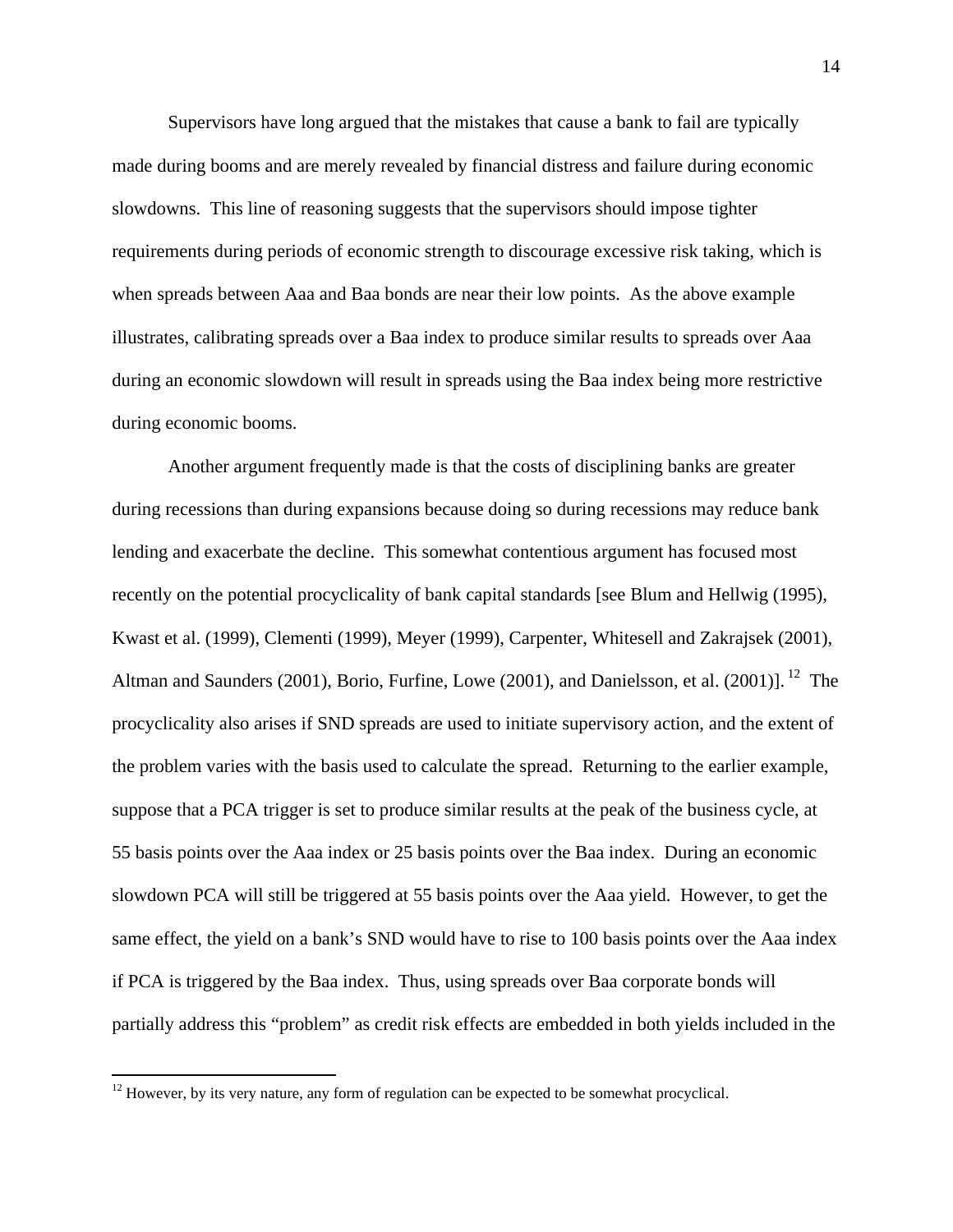Supervisors have long argued that the mistakes that cause a bank to fail are typically made during booms and are merely revealed by financial distress and failure during economic slowdowns. This line of reasoning suggests that the supervisors should impose tighter requirements during periods of economic strength to discourage excessive risk taking, which is when spreads between Aaa and Baa bonds are near their low points. As the above example illustrates, calibrating spreads over a Baa index to produce similar results to spreads over Aaa during an economic slowdown will result in spreads using the Baa index being more restrictive during economic booms.

Another argument frequently made is that the costs of disciplining banks are greater during recessions than during expansions because doing so during recessions may reduce bank lending and exacerbate the decline. This somewhat contentious argument has focused most recently on the potential procyclicality of bank capital standards [see Blum and Hellwig (1995), Kwast et al. (1999), Clementi (1999), Meyer (1999), Carpenter, Whitesell and Zakrajsek (2001), Altman and Saunders (2001), Borio, Furfine, Lowe (2001), and Danielsson, et al. (2001)].[12] The procyclicality also arises if SND spreads are used to initiate supervisory action, and the extent of the problem varies with the basis used to calculate the spread. Returning to the earlier example, suppose that a PCA trigger is set to produce similar results at the peak of the business cycle, at 55 basis points over the Aaa index or 25 basis points over the Baa index. During an economic slowdown PCA will still be triggered at 55 basis points over the Aaa yield. However, to get the same effect, the yield on a bank's SND would have to rise to 100 basis points over the Aaa index if PCA is triggered by the Baa index. Thus, using spreads over Baa corporate bonds will partially address this "problem" as credit risk effects are embedded in both yields included in the

[12] However, by its very nature, any form of regulation can be expected to be somewhat procyclical.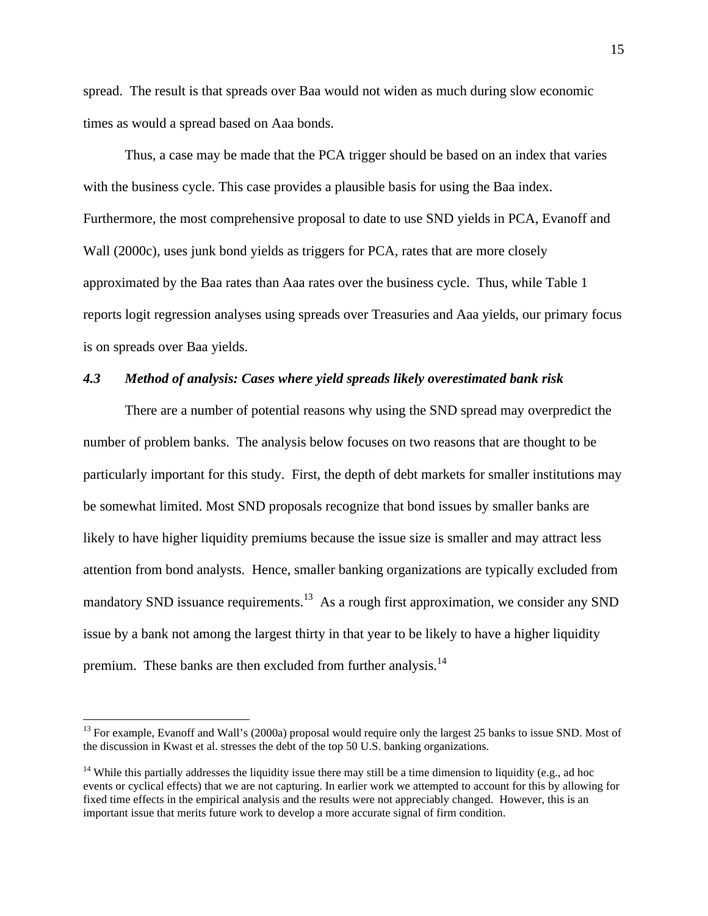spread. The result is that spreads over Baa would not widen as much during slow economic times as would a spread based on Aaa bonds.

Thus, a case may be made that the PCA trigger should be based on an index that varies with the business cycle. This case provides a plausible basis for using the Baa index. Furthermore, the most comprehensive proposal to date to use SND yields in PCA, Evanoff and Wall (2000c), uses junk bond yields as triggers for PCA, rates that are more closely approximated by the Baa rates than Aaa rates over the business cycle. Thus, while Table 1 reports logit regression analyses using spreads over Treasuries and Aaa yields, our primary focus is on spreads over Baa yields.

### *4.3 Method of analysis: Cases where yield spreads likely overestimated bank risk*

There are a number of potential reasons why using the SND spread may overpredict the number of problem banks. The analysis below focuses on two reasons that are thought to be particularly important for this study. First, the depth of debt markets for smaller institutions may be somewhat limited. Most SND proposals recognize that bond issues by smaller banks are likely to have higher liquidity premiums because the issue size is smaller and may attract less attention from bond analysts. Hence, smaller banking organizations are typically excluded from mandatory SND issuance requirements.[13] As a rough first approximation, we consider any SND issue by a bank not among the largest thirty in that year to be likely to have a higher liquidity premium. These banks are then excluded from further analysis.[14]

---

[13] For example, Evanoff and Wall's (2000a) proposal would require only the largest 25 banks to issue SND. Most of the discussion in Kwast et al. stresses the debt of the top 50 U.S. banking organizations.

[14] While this partially addresses the liquidity issue there may still be a time dimension to liquidity (e.g., ad hoc events or cyclical effects) that we are not capturing. In earlier work we attempted to account for this by allowing for fixed time effects in the empirical analysis and the results were not appreciably changed. However, this is an important issue that merits future work to develop a more accurate signal of firm condition.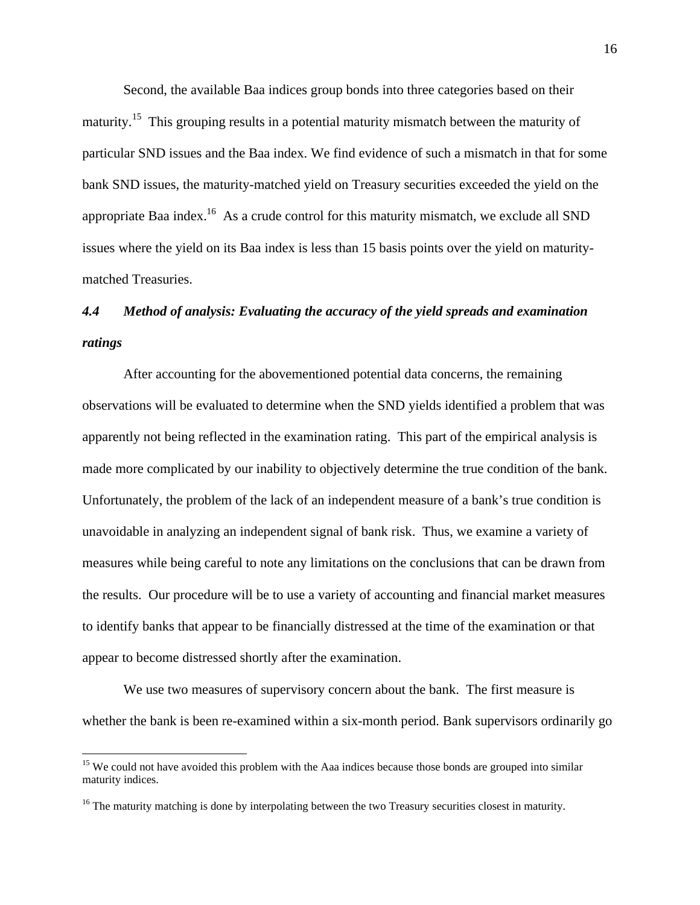Second, the available Baa indices group bonds into three categories based on their maturity.[15] This grouping results in a potential maturity mismatch between the maturity of particular SND issues and the Baa index. We find evidence of such a mismatch in that for some bank SND issues, the maturity-matched yield on Treasury securities exceeded the yield on the appropriate Baa index.[16] As a crude control for this maturity mismatch, we exclude all SND issues where the yield on its Baa index is less than 15 basis points over the yield on maturity-matched Treasuries.

### *4.4 Method of analysis: Evaluating the accuracy of the yield spreads and examination ratings*

After accounting for the abovementioned potential data concerns, the remaining observations will be evaluated to determine when the SND yields identified a problem that was apparently not being reflected in the examination rating. This part of the empirical analysis is made more complicated by our inability to objectively determine the true condition of the bank. Unfortunately, the problem of the lack of an independent measure of a bank's true condition is unavoidable in analyzing an independent signal of bank risk. Thus, we examine a variety of measures while being careful to note any limitations on the conclusions that can be drawn from the results. Our procedure will be to use a variety of accounting and financial market measures to identify banks that appear to be financially distressed at the time of the examination or that appear to become distressed shortly after the examination.

We use two measures of supervisory concern about the bank. The first measure is whether the bank is been re-examined within a six-month period. Bank supervisors ordinarily go

---

[15] We could not have avoided this problem with the Aaa indices because those bonds are grouped into similar maturity indices.

[16] The maturity matching is done by interpolating between the two Treasury securities closest in maturity.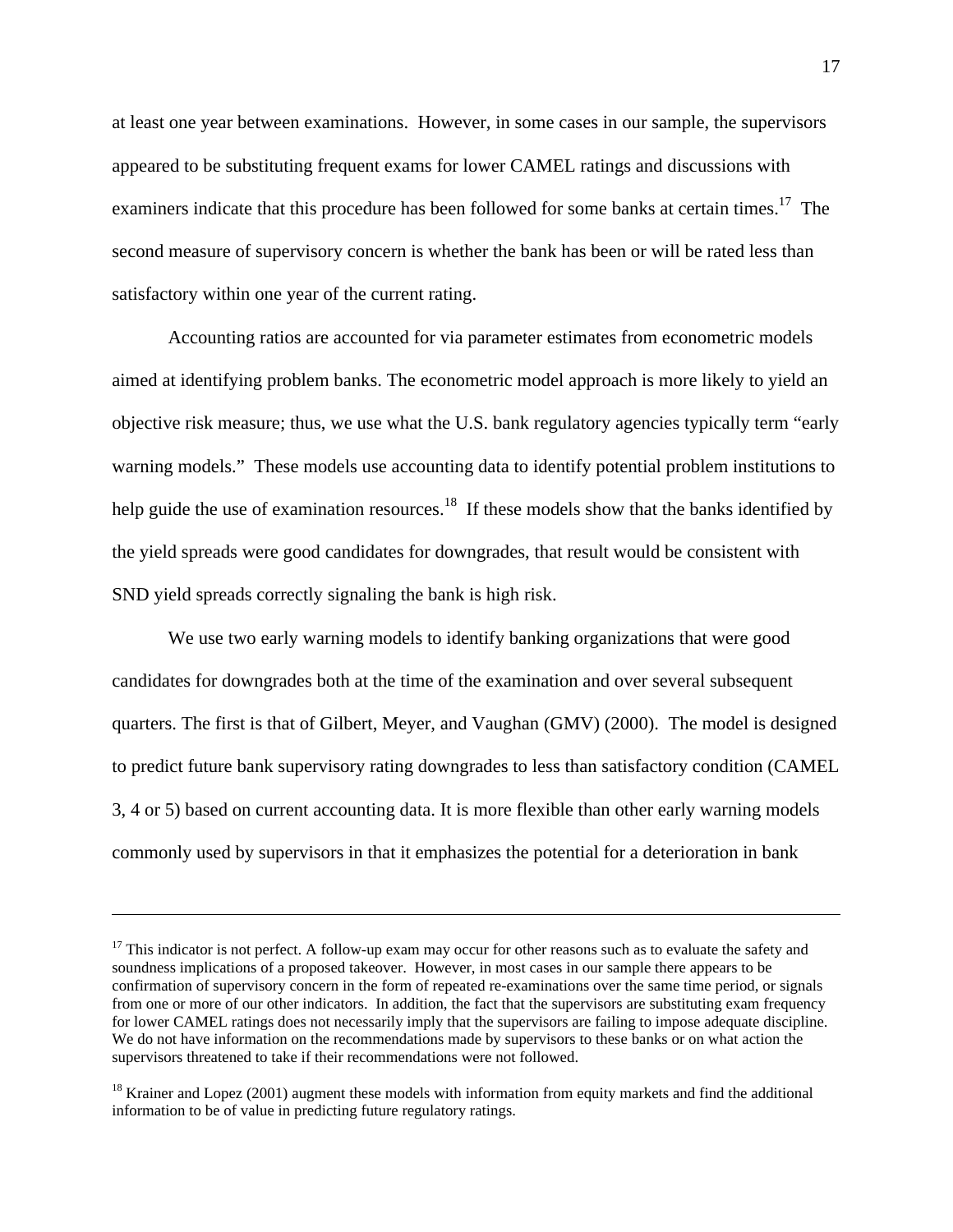at least one year between examinations. However, in some cases in our sample, the supervisors appeared to be substituting frequent exams for lower CAMEL ratings and discussions with examiners indicate that this procedure has been followed for some banks at certain times.[17] The second measure of supervisory concern is whether the bank has been or will be rated less than satisfactory within one year of the current rating.

Accounting ratios are accounted for via parameter estimates from econometric models aimed at identifying problem banks. The econometric model approach is more likely to yield an objective risk measure; thus, we use what the U.S. bank regulatory agencies typically term "early warning models." These models use accounting data to identify potential problem institutions to help guide the use of examination resources.[18] If these models show that the banks identified by the yield spreads were good candidates for downgrades, that result would be consistent with SND yield spreads correctly signaling the bank is high risk.

We use two early warning models to identify banking organizations that were good candidates for downgrades both at the time of the examination and over several subsequent quarters. The first is that of Gilbert, Meyer, and Vaughan (GMV) (2000). The model is designed to predict future bank supervisory rating downgrades to less than satisfactory condition (CAMEL 3, 4 or 5) based on current accounting data. It is more flexible than other early warning models commonly used by supervisors in that it emphasizes the potential for a deterioration in bank

---

[17] This indicator is not perfect. A follow-up exam may occur for other reasons such as to evaluate the safety and soundness implications of a proposed takeover. However, in most cases in our sample there appears to be confirmation of supervisory concern in the form of repeated re-examinations over the same time period, or signals from one or more of our other indicators. In addition, the fact that the supervisors are substituting exam frequency for lower CAMEL ratings does not necessarily imply that the supervisors are failing to impose adequate discipline. We do not have information on the recommendations made by supervisors to these banks or on what action the supervisors threatened to take if their recommendations were not followed.

[18] Krainer and Lopez (2001) augment these models with information from equity markets and find the additional information to be of value in predicting future regulatory ratings.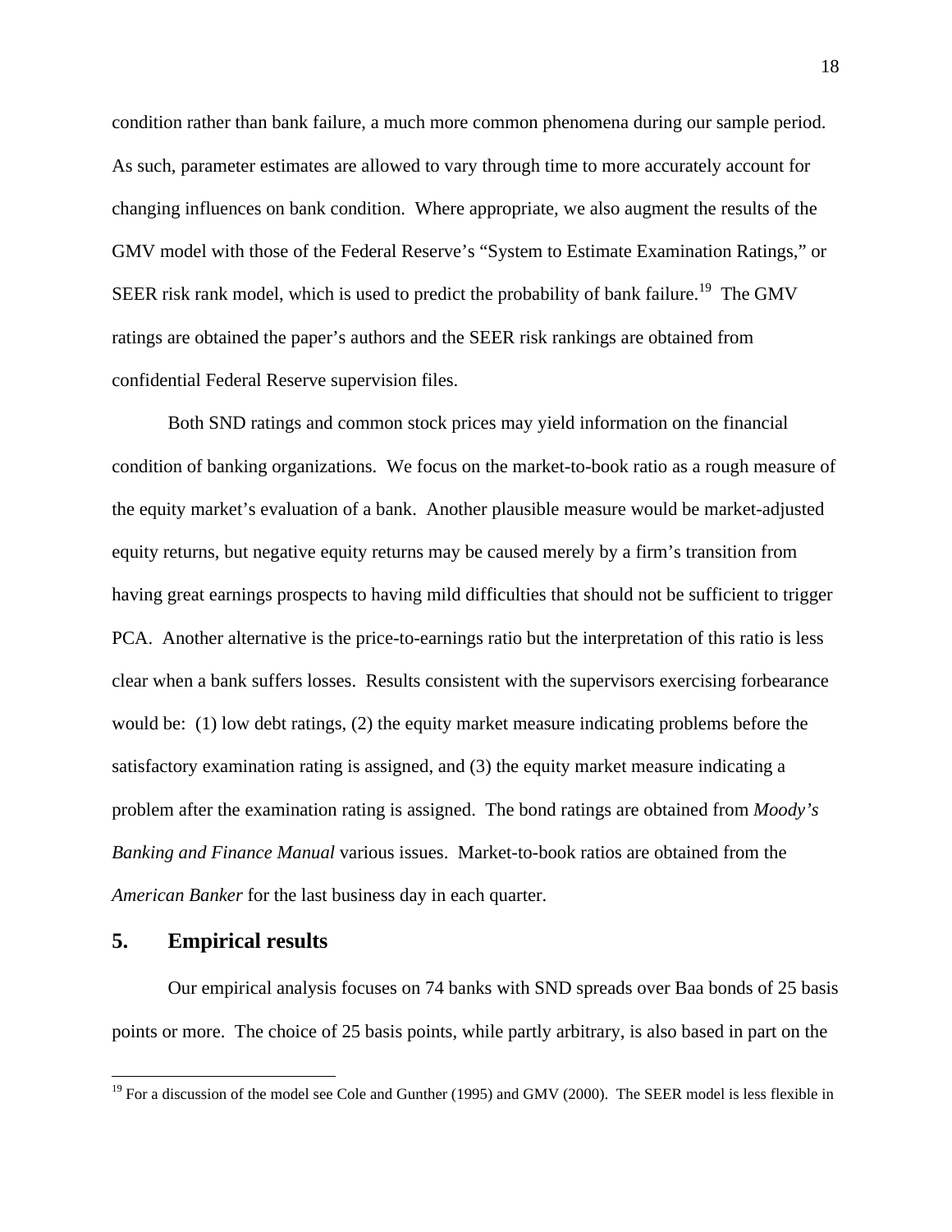condition rather than bank failure, a much more common phenomena during our sample period. As such, parameter estimates are allowed to vary through time to more accurately account for changing influences on bank condition. Where appropriate, we also augment the results of the GMV model with those of the Federal Reserve's "System to Estimate Examination Ratings," or SEER risk rank model, which is used to predict the probability of bank failure.[19] The GMV ratings are obtained the paper's authors and the SEER risk rankings are obtained from confidential Federal Reserve supervision files.

Both SND ratings and common stock prices may yield information on the financial condition of banking organizations. We focus on the market-to-book ratio as a rough measure of the equity market's evaluation of a bank. Another plausible measure would be market-adjusted equity returns, but negative equity returns may be caused merely by a firm's transition from having great earnings prospects to having mild difficulties that should not be sufficient to trigger PCA. Another alternative is the price-to-earnings ratio but the interpretation of this ratio is less clear when a bank suffers losses. Results consistent with the supervisors exercising forbearance would be: (1) low debt ratings, (2) the equity market measure indicating problems before the satisfactory examination rating is assigned, and (3) the equity market measure indicating a problem after the examination rating is assigned. The bond ratings are obtained from *Moody's Banking and Finance Manual* various issues. Market-to-book ratios are obtained from the *American Banker* for the last business day in each quarter.

## 5. Empirical results

Our empirical analysis focuses on 74 banks with SND spreads over Baa bonds of 25 basis points or more. The choice of 25 basis points, while partly arbitrary, is also based in part on the

[19] For a discussion of the model see Cole and Gunther (1995) and GMV (2000). The SEER model is less flexible in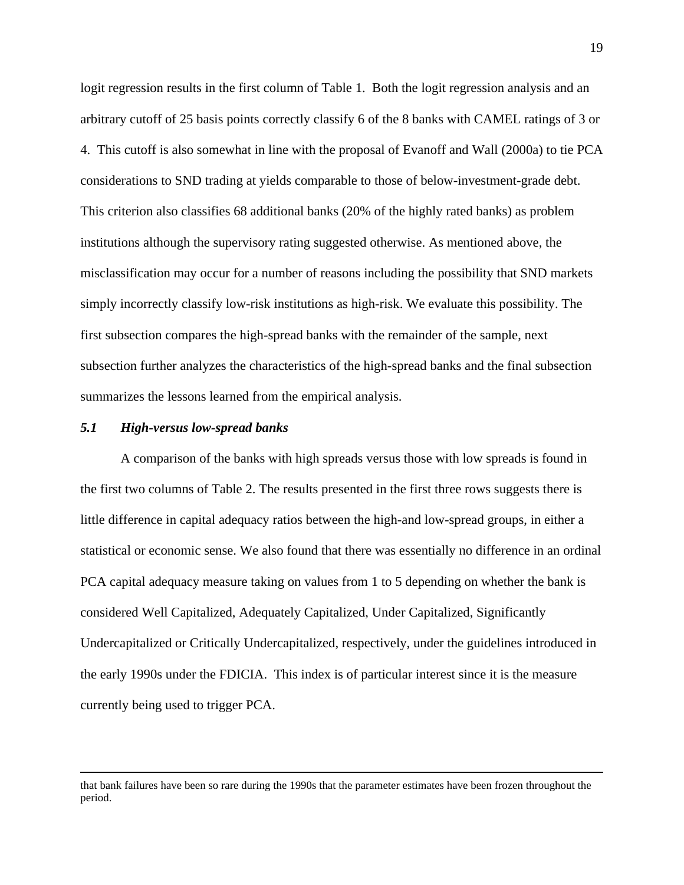logit regression results in the first column of Table 1. Both the logit regression analysis and an arbitrary cutoff of 25 basis points correctly classify 6 of the 8 banks with CAMEL ratings of 3 or 4. This cutoff is also somewhat in line with the proposal of Evanoff and Wall (2000a) to tie PCA considerations to SND trading at yields comparable to those of below-investment-grade debt. This criterion also classifies 68 additional banks (20% of the highly rated banks) as problem institutions although the supervisory rating suggested otherwise. As mentioned above, the misclassification may occur for a number of reasons including the possibility that SND markets simply incorrectly classify low-risk institutions as high-risk. We evaluate this possibility. The first subsection compares the high-spread banks with the remainder of the sample, next subsection further analyzes the characteristics of the high-spread banks and the final subsection summarizes the lessons learned from the empirical analysis.

### *5.1 High-versus low-spread banks*

A comparison of the banks with high spreads versus those with low spreads is found in the first two columns of Table 2. The results presented in the first three rows suggests there is little difference in capital adequacy ratios between the high-and low-spread groups, in either a statistical or economic sense. We also found that there was essentially no difference in an ordinal PCA capital adequacy measure taking on values from 1 to 5 depending on whether the bank is considered Well Capitalized, Adequately Capitalized, Under Capitalized, Significantly Undercapitalized or Critically Undercapitalized, respectively, under the guidelines introduced in the early 1990s under the FDICIA. This index is of particular interest since it is the measure currently being used to trigger PCA.

---

that bank failures have been so rare during the 1990s that the parameter estimates have been frozen throughout the period.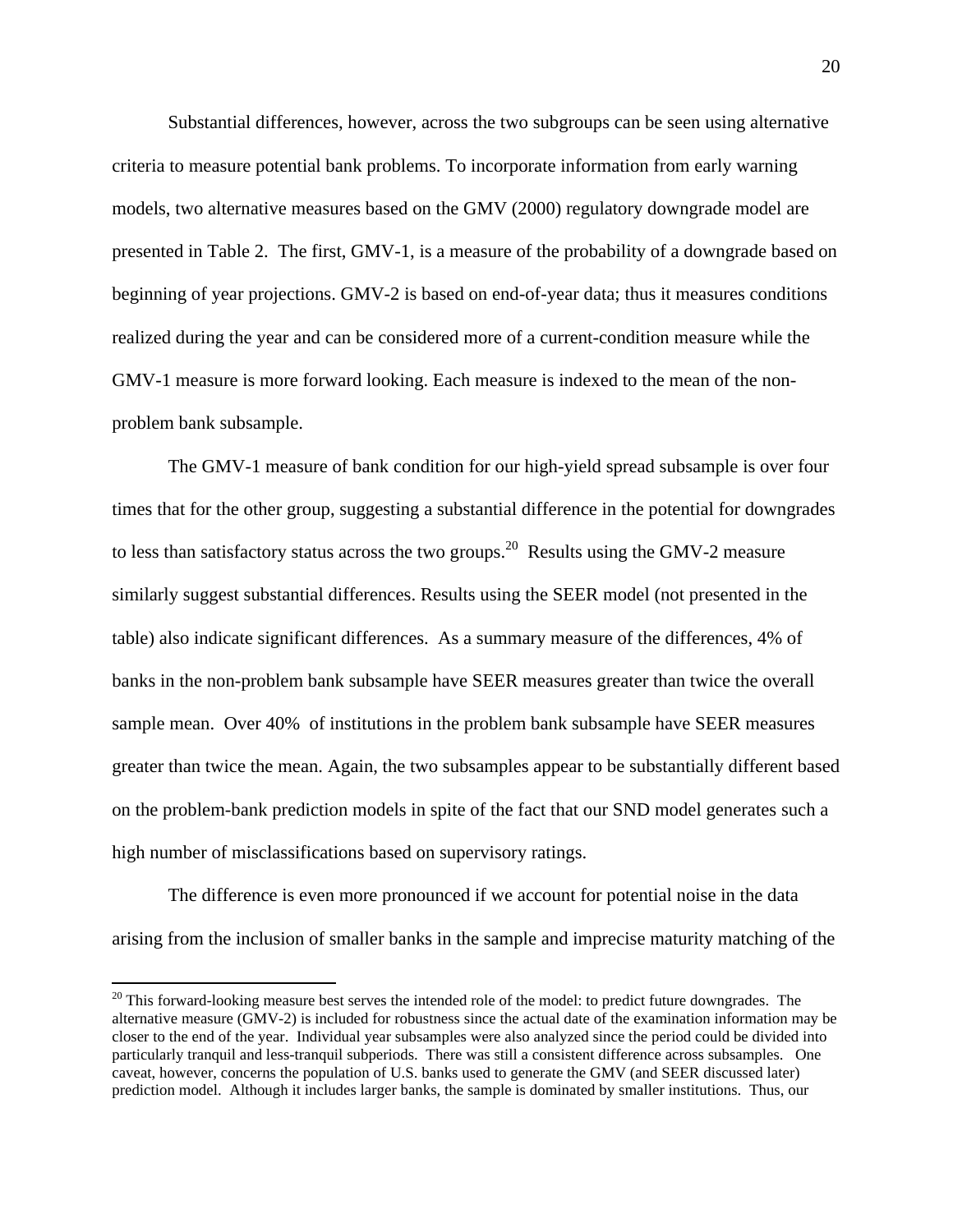Substantial differences, however, across the two subgroups can be seen using alternative criteria to measure potential bank problems. To incorporate information from early warning models, two alternative measures based on the GMV (2000) regulatory downgrade model are presented in Table 2. The first, GMV-1, is a measure of the probability of a downgrade based on beginning of year projections. GMV-2 is based on end-of-year data; thus it measures conditions realized during the year and can be considered more of a current-condition measure while the GMV-1 measure is more forward looking. Each measure is indexed to the mean of the non-problem bank subsample.

The GMV-1 measure of bank condition for our high-yield spread subsample is over four times that for the other group, suggesting a substantial difference in the potential for downgrades to less than satisfactory status across the two groups.[20] Results using the GMV-2 measure similarly suggest substantial differences. Results using the SEER model (not presented in the table) also indicate significant differences. As a summary measure of the differences, 4% of banks in the non-problem bank subsample have SEER measures greater than twice the overall sample mean. Over 40% of institutions in the problem bank subsample have SEER measures greater than twice the mean. Again, the two subsamples appear to be substantially different based on the problem-bank prediction models in spite of the fact that our SND model generates such a high number of misclassifications based on supervisory ratings.

The difference is even more pronounced if we account for potential noise in the data arising from the inclusion of smaller banks in the sample and imprecise maturity matching of the

[20] This forward-looking measure best serves the intended role of the model: to predict future downgrades. The alternative measure (GMV-2) is included for robustness since the actual date of the examination information may be closer to the end of the year. Individual year subsamples were also analyzed since the period could be divided into particularly tranquil and less-tranquil subperiods. There was still a consistent difference across subsamples. One caveat, however, concerns the population of U.S. banks used to generate the GMV (and SEER discussed later) prediction model. Although it includes larger banks, the sample is dominated by smaller institutions. Thus, our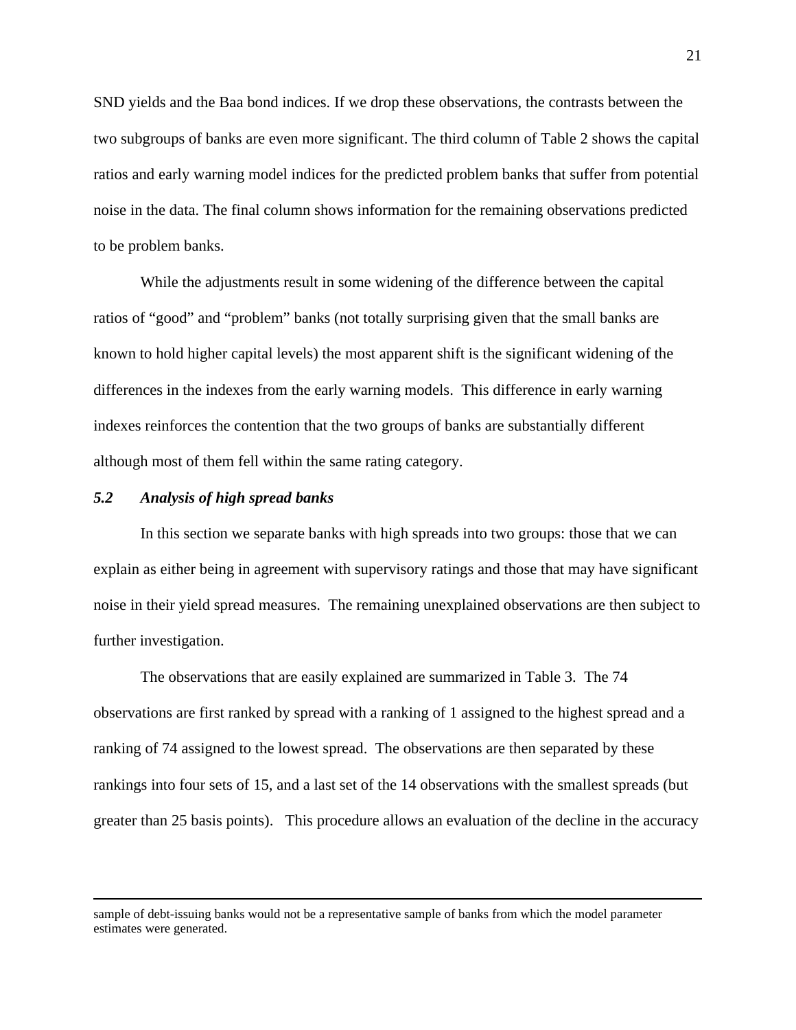SND yields and the Baa bond indices. If we drop these observations, the contrasts between the two subgroups of banks are even more significant. The third column of Table 2 shows the capital ratios and early warning model indices for the predicted problem banks that suffer from potential noise in the data. The final column shows information for the remaining observations predicted to be problem banks.

While the adjustments result in some widening of the difference between the capital ratios of "good" and "problem" banks (not totally surprising given that the small banks are known to hold higher capital levels) the most apparent shift is the significant widening of the differences in the indexes from the early warning models. This difference in early warning indexes reinforces the contention that the two groups of banks are substantially different although most of them fell within the same rating category.

### *5.2 Analysis of high spread banks*

In this section we separate banks with high spreads into two groups: those that we can explain as either being in agreement with supervisory ratings and those that may have significant noise in their yield spread measures. The remaining unexplained observations are then subject to further investigation.

The observations that are easily explained are summarized in Table 3. The 74 observations are first ranked by spread with a ranking of 1 assigned to the highest spread and a ranking of 74 assigned to the lowest spread. The observations are then separated by these rankings into four sets of 15, and a last set of the 14 observations with the smallest spreads (but greater than 25 basis points). This procedure allows an evaluation of the decline in the accuracy

---

sample of debt-issuing banks would not be a representative sample of banks from which the model parameter estimates were generated.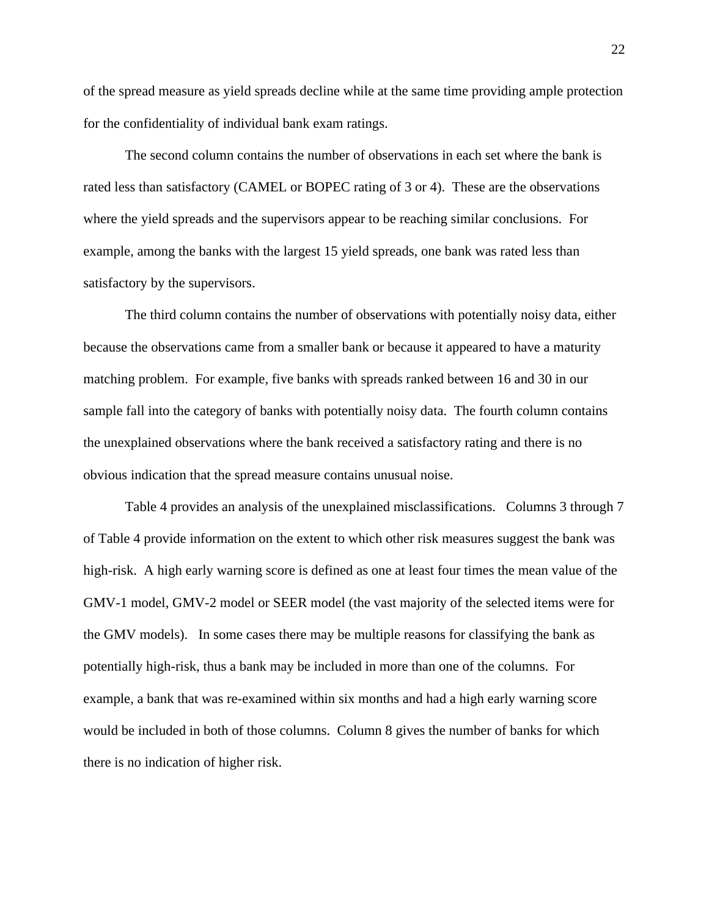of the spread measure as yield spreads decline while at the same time providing ample protection for the confidentiality of individual bank exam ratings.

The second column contains the number of observations in each set where the bank is rated less than satisfactory (CAMEL or BOPEC rating of 3 or 4). These are the observations where the yield spreads and the supervisors appear to be reaching similar conclusions. For example, among the banks with the largest 15 yield spreads, one bank was rated less than satisfactory by the supervisors.

The third column contains the number of observations with potentially noisy data, either because the observations came from a smaller bank or because it appeared to have a maturity matching problem. For example, five banks with spreads ranked between 16 and 30 in our sample fall into the category of banks with potentially noisy data. The fourth column contains the unexplained observations where the bank received a satisfactory rating and there is no obvious indication that the spread measure contains unusual noise.

Table 4 provides an analysis of the unexplained misclassifications. Columns 3 through 7 of Table 4 provide information on the extent to which other risk measures suggest the bank was high-risk. A high early warning score is defined as one at least four times the mean value of the GMV-1 model, GMV-2 model or SEER model (the vast majority of the selected items were for the GMV models). In some cases there may be multiple reasons for classifying the bank as potentially high-risk, thus a bank may be included in more than one of the columns. For example, a bank that was re-examined within six months and had a high early warning score would be included in both of those columns. Column 8 gives the number of banks for which there is no indication of higher risk.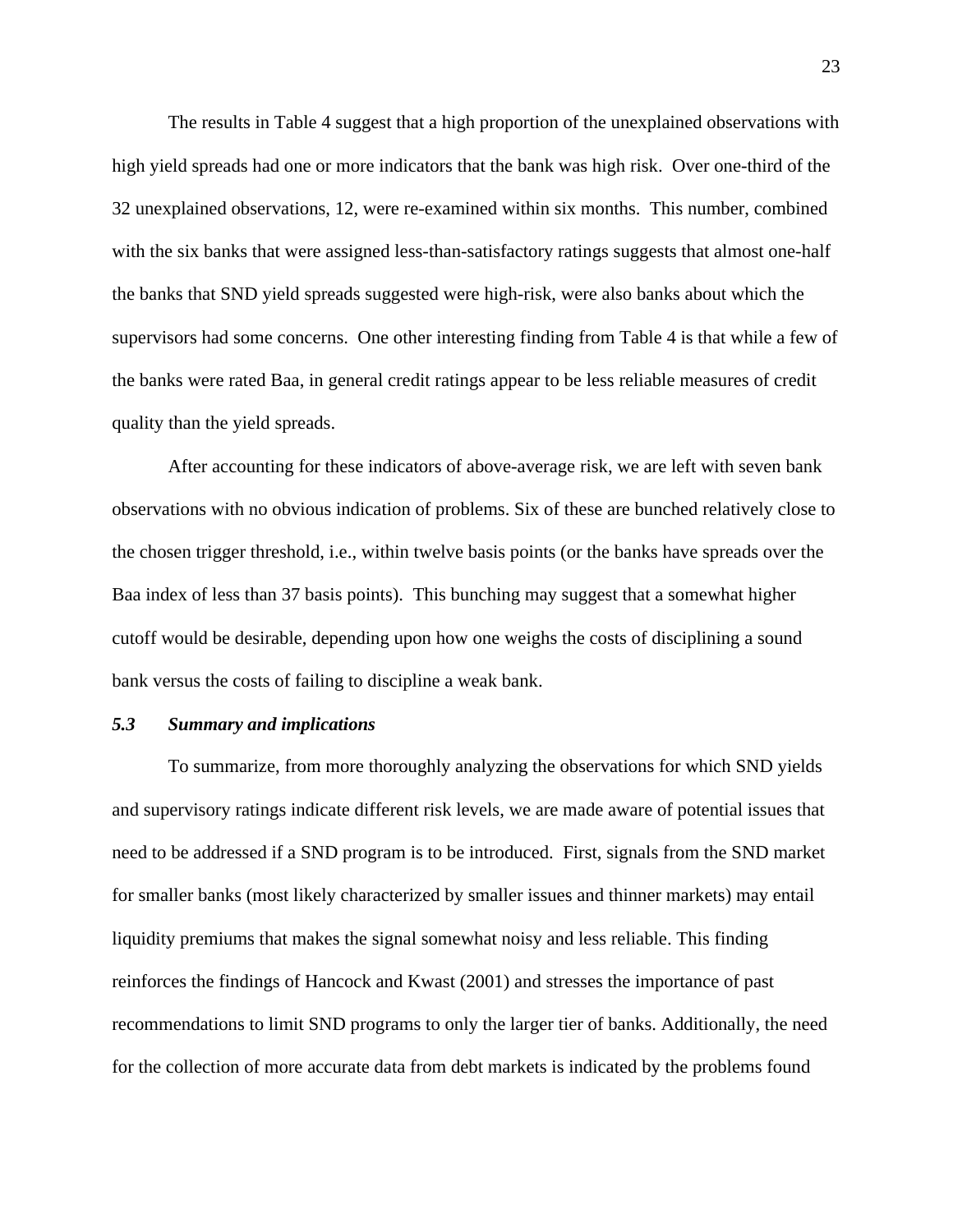The results in Table 4 suggest that a high proportion of the unexplained observations with high yield spreads had one or more indicators that the bank was high risk. Over one-third of the 32 unexplained observations, 12, were re-examined within six months. This number, combined with the six banks that were assigned less-than-satisfactory ratings suggests that almost one-half the banks that SND yield spreads suggested were high-risk, were also banks about which the supervisors had some concerns. One other interesting finding from Table 4 is that while a few of the banks were rated Baa, in general credit ratings appear to be less reliable measures of credit quality than the yield spreads.

After accounting for these indicators of above-average risk, we are left with seven bank observations with no obvious indication of problems. Six of these are bunched relatively close to the chosen trigger threshold, i.e., within twelve basis points (or the banks have spreads over the Baa index of less than 37 basis points). This bunching may suggest that a somewhat higher cutoff would be desirable, depending upon how one weighs the costs of disciplining a sound bank versus the costs of failing to discipline a weak bank.

### *5.3 Summary and implications*

To summarize, from more thoroughly analyzing the observations for which SND yields and supervisory ratings indicate different risk levels, we are made aware of potential issues that need to be addressed if a SND program is to be introduced. First, signals from the SND market for smaller banks (most likely characterized by smaller issues and thinner markets) may entail liquidity premiums that makes the signal somewhat noisy and less reliable. This finding reinforces the findings of Hancock and Kwast (2001) and stresses the importance of past recommendations to limit SND programs to only the larger tier of banks. Additionally, the need for the collection of more accurate data from debt markets is indicated by the problems found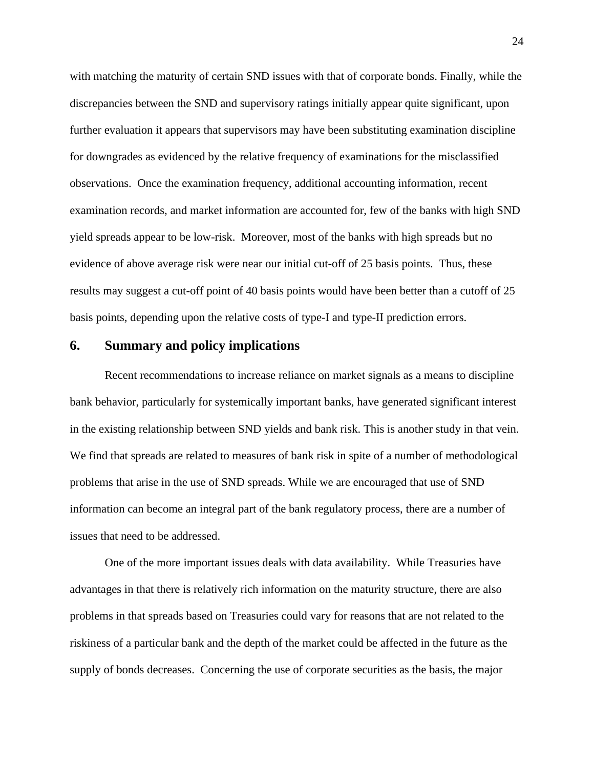with matching the maturity of certain SND issues with that of corporate bonds. Finally, while the discrepancies between the SND and supervisory ratings initially appear quite significant, upon further evaluation it appears that supervisors may have been substituting examination discipline for downgrades as evidenced by the relative frequency of examinations for the misclassified observations. Once the examination frequency, additional accounting information, recent examination records, and market information are accounted for, few of the banks with high SND yield spreads appear to be low-risk. Moreover, most of the banks with high spreads but no evidence of above average risk were near our initial cut-off of 25 basis points. Thus, these results may suggest a cut-off point of 40 basis points would have been better than a cutoff of 25 basis points, depending upon the relative costs of type-I and type-II prediction errors.

## 6. Summary and policy implications

Recent recommendations to increase reliance on market signals as a means to discipline bank behavior, particularly for systemically important banks, have generated significant interest in the existing relationship between SND yields and bank risk. This is another study in that vein. We find that spreads are related to measures of bank risk in spite of a number of methodological problems that arise in the use of SND spreads. While we are encouraged that use of SND information can become an integral part of the bank regulatory process, there are a number of issues that need to be addressed.

One of the more important issues deals with data availability. While Treasuries have advantages in that there is relatively rich information on the maturity structure, there are also problems in that spreads based on Treasuries could vary for reasons that are not related to the riskiness of a particular bank and the depth of the market could be affected in the future as the supply of bonds decreases. Concerning the use of corporate securities as the basis, the major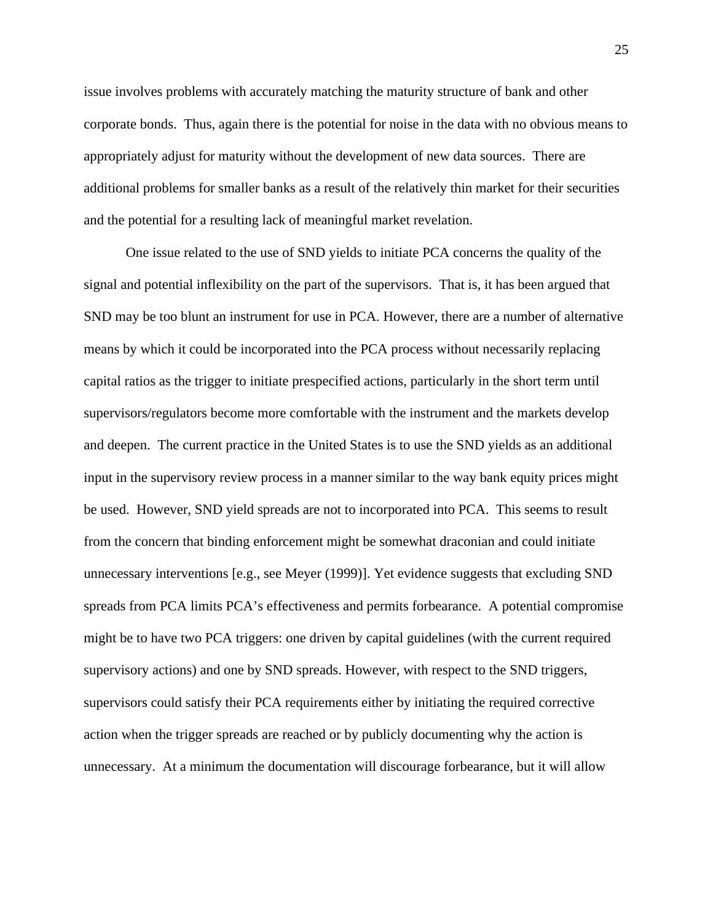issue involves problems with accurately matching the maturity structure of bank and other corporate bonds. Thus, again there is the potential for noise in the data with no obvious means to appropriately adjust for maturity without the development of new data sources. There are additional problems for smaller banks as a result of the relatively thin market for their securities and the potential for a resulting lack of meaningful market revelation.

One issue related to the use of SND yields to initiate PCA concerns the quality of the signal and potential inflexibility on the part of the supervisors. That is, it has been argued that SND may be too blunt an instrument for use in PCA. However, there are a number of alternative means by which it could be incorporated into the PCA process without necessarily replacing capital ratios as the trigger to initiate prespecified actions, particularly in the short term until supervisors/regulators become more comfortable with the instrument and the markets develop and deepen. The current practice in the United States is to use the SND yields as an additional input in the supervisory review process in a manner similar to the way bank equity prices might be used. However, SND yield spreads are not to incorporated into PCA. This seems to result from the concern that binding enforcement might be somewhat draconian and could initiate unnecessary interventions [e.g., see Meyer (1999)]. Yet evidence suggests that excluding SND spreads from PCA limits PCA's effectiveness and permits forbearance. A potential compromise might be to have two PCA triggers: one driven by capital guidelines (with the current required supervisory actions) and one by SND spreads. However, with respect to the SND triggers, supervisors could satisfy their PCA requirements either by initiating the required corrective action when the trigger spreads are reached or by publicly documenting why the action is unnecessary. At a minimum the documentation will discourage forbearance, but it will allow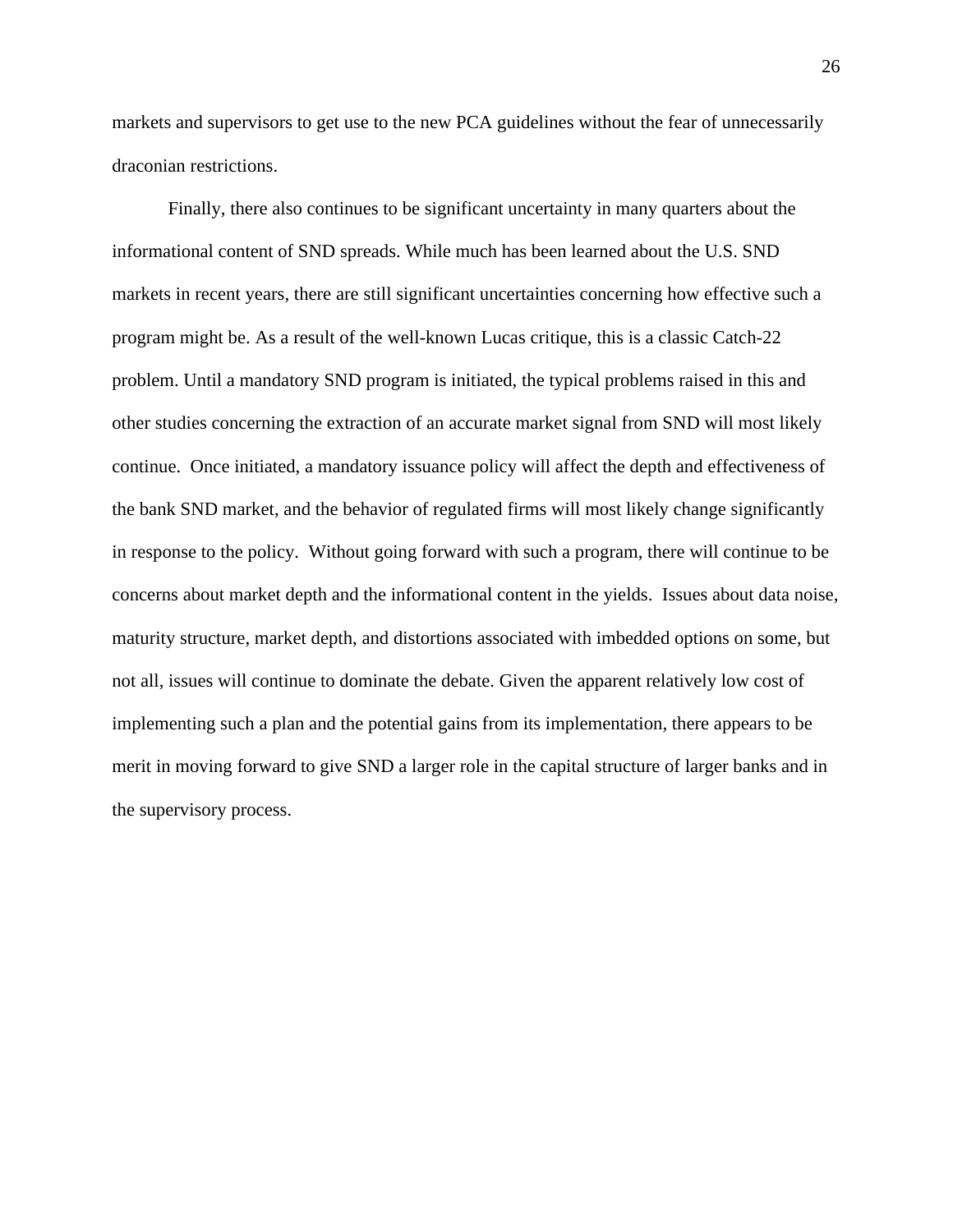markets and supervisors to get use to the new PCA guidelines without the fear of unnecessarily draconian restrictions.

Finally, there also continues to be significant uncertainty in many quarters about the informational content of SND spreads. While much has been learned about the U.S. SND markets in recent years, there are still significant uncertainties concerning how effective such a program might be. As a result of the well-known Lucas critique, this is a classic Catch-22 problem. Until a mandatory SND program is initiated, the typical problems raised in this and other studies concerning the extraction of an accurate market signal from SND will most likely continue. Once initiated, a mandatory issuance policy will affect the depth and effectiveness of the bank SND market, and the behavior of regulated firms will most likely change significantly in response to the policy. Without going forward with such a program, there will continue to be concerns about market depth and the informational content in the yields. Issues about data noise, maturity structure, market depth, and distortions associated with imbedded options on some, but not all, issues will continue to dominate the debate. Given the apparent relatively low cost of implementing such a plan and the potential gains from its implementation, there appears to be merit in moving forward to give SND a larger role in the capital structure of larger banks and in the supervisory process.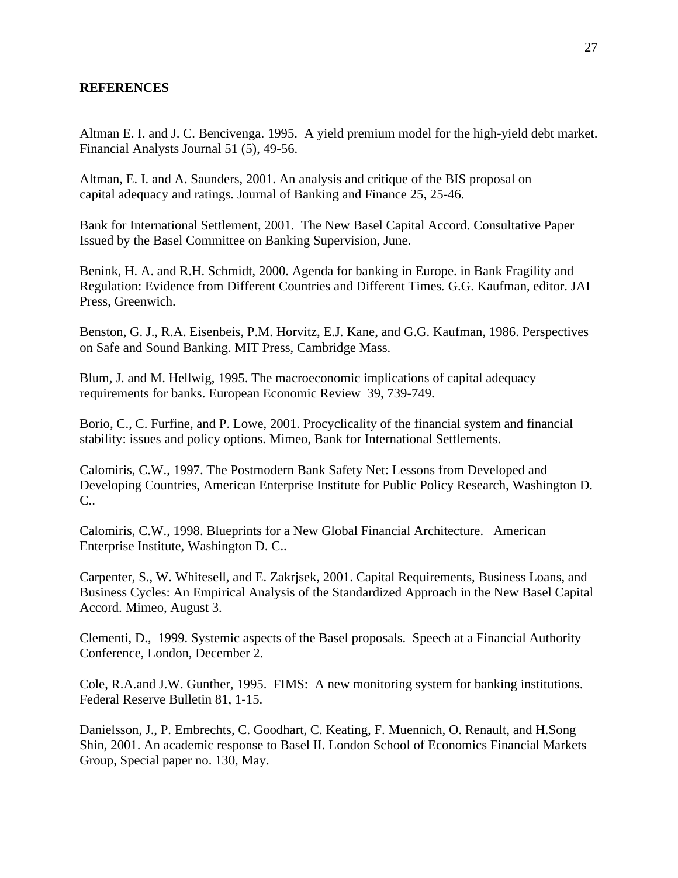**REFERENCES**

Altman E. I. and J. C. Bencivenga. 1995. A yield premium model for the high-yield debt market. Financial Analysts Journal 51 (5), 49-56.

Altman, E. I. and A. Saunders, 2001. An analysis and critique of the BIS proposal on capital adequacy and ratings. Journal of Banking and Finance 25, 25-46.

Bank for International Settlement, 2001. The New Basel Capital Accord. Consultative Paper Issued by the Basel Committee on Banking Supervision, June.

Benink, H. A. and R.H. Schmidt, 2000. Agenda for banking in Europe. in Bank Fragility and Regulation: Evidence from Different Countries and Different Times*.* G.G. Kaufman, editor. JAI Press, Greenwich.

Benston, G. J., R.A. Eisenbeis, P.M. Horvitz, E.J. Kane, and G.G. Kaufman, 1986. Perspectives on Safe and Sound Banking. MIT Press, Cambridge Mass.

Blum, J. and M. Hellwig, 1995. The macroeconomic implications of capital adequacy requirements for banks. European Economic Review 39, 739-749.

Borio, C., C. Furfine, and P. Lowe, 2001. Procyclicality of the financial system and financial stability: issues and policy options. Mimeo, Bank for International Settlements.

Calomiris, C.W., 1997. The Postmodern Bank Safety Net: Lessons from Developed and Developing Countries, American Enterprise Institute for Public Policy Research, Washington D. C..

Calomiris, C.W., 1998. Blueprints for a New Global Financial Architecture. American Enterprise Institute, Washington D. C..

Carpenter, S., W. Whitesell, and E. Zakrjsek, 2001. Capital Requirements, Business Loans, and Business Cycles: An Empirical Analysis of the Standardized Approach in the New Basel Capital Accord. Mimeo, August 3.

Clementi, D., 1999. Systemic aspects of the Basel proposals. Speech at a Financial Authority Conference, London, December 2.

Cole, R.A.and J.W. Gunther, 1995. FIMS: A new monitoring system for banking institutions. Federal Reserve Bulletin 81, 1-15.

Danielsson, J., P. Embrechts, C. Goodhart, C. Keating, F. Muennich, O. Renault, and H.Song Shin, 2001. An academic response to Basel II. London School of Economics Financial Markets Group, Special paper no. 130, May.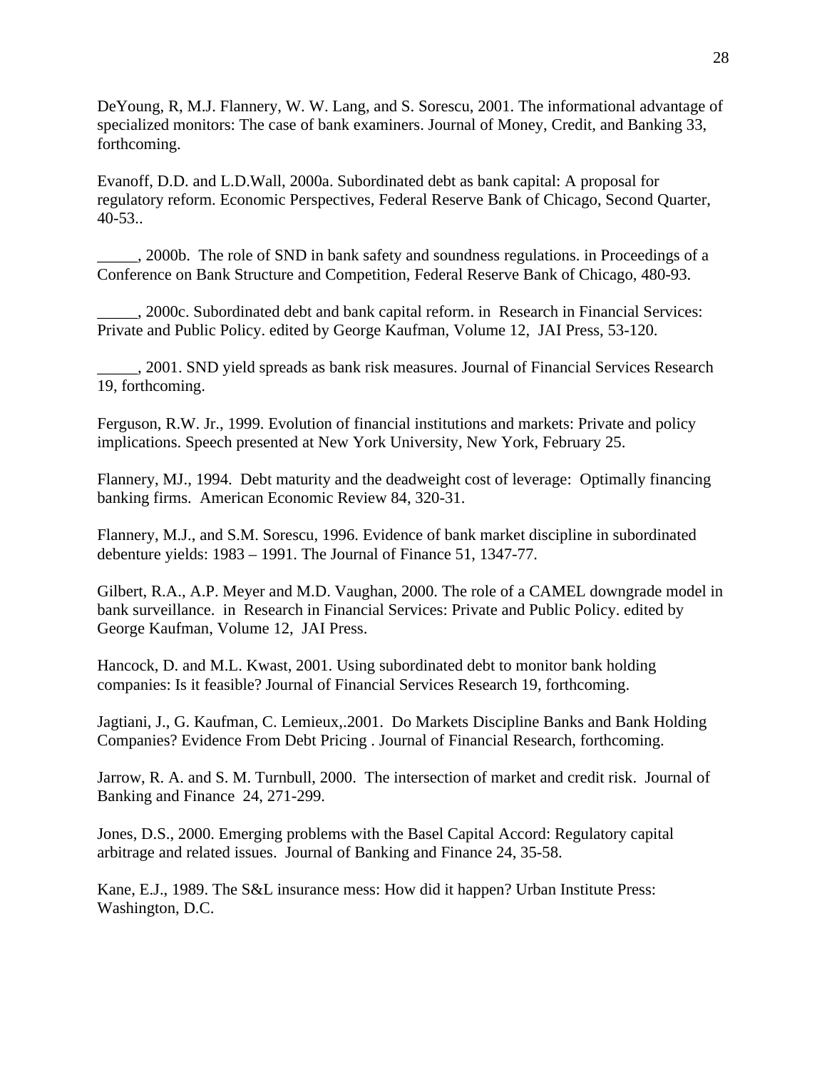DeYoung, R, M.J. Flannery, W. W. Lang, and S. Sorescu, 2001. The informational advantage of specialized monitors: The case of bank examiners. Journal of Money, Credit, and Banking 33, forthcoming.

Evanoff, D.D. and L.D.Wall, 2000a. Subordinated debt as bank capital: A proposal for regulatory reform. Economic Perspectives, Federal Reserve Bank of Chicago, Second Quarter, 40-53..

_____, 2000b. The role of SND in bank safety and soundness regulations. in Proceedings of a Conference on Bank Structure and Competition, Federal Reserve Bank of Chicago, 480-93.

_____, 2000c. Subordinated debt and bank capital reform. in Research in Financial Services: Private and Public Policy. edited by George Kaufman, Volume 12, JAI Press, 53-120.

_____, 2001. SND yield spreads as bank risk measures. Journal of Financial Services Research 19, forthcoming.

Ferguson, R.W. Jr., 1999. Evolution of financial institutions and markets: Private and policy implications. Speech presented at New York University, New York, February 25.

Flannery, MJ., 1994. Debt maturity and the deadweight cost of leverage: Optimally financing banking firms. American Economic Review 84, 320-31.

Flannery, M.J., and S.M. Sorescu, 1996. Evidence of bank market discipline in subordinated debenture yields: 1983 – 1991. The Journal of Finance 51, 1347-77.

Gilbert, R.A., A.P. Meyer and M.D. Vaughan, 2000. The role of a CAMEL downgrade model in bank surveillance. in Research in Financial Services: Private and Public Policy. edited by George Kaufman, Volume 12, JAI Press.

Hancock, D. and M.L. Kwast, 2001. Using subordinated debt to monitor bank holding companies: Is it feasible? Journal of Financial Services Research 19, forthcoming.

Jagtiani, J., G. Kaufman, C. Lemieux,.2001. Do Markets Discipline Banks and Bank Holding Companies? Evidence From Debt Pricing . Journal of Financial Research, forthcoming.

Jarrow, R. A. and S. M. Turnbull, 2000. The intersection of market and credit risk. Journal of Banking and Finance 24, 271-299.

Jones, D.S., 2000. Emerging problems with the Basel Capital Accord: Regulatory capital arbitrage and related issues. Journal of Banking and Finance 24, 35-58.

Kane, E.J., 1989. The S&L insurance mess: How did it happen? Urban Institute Press: Washington, D.C.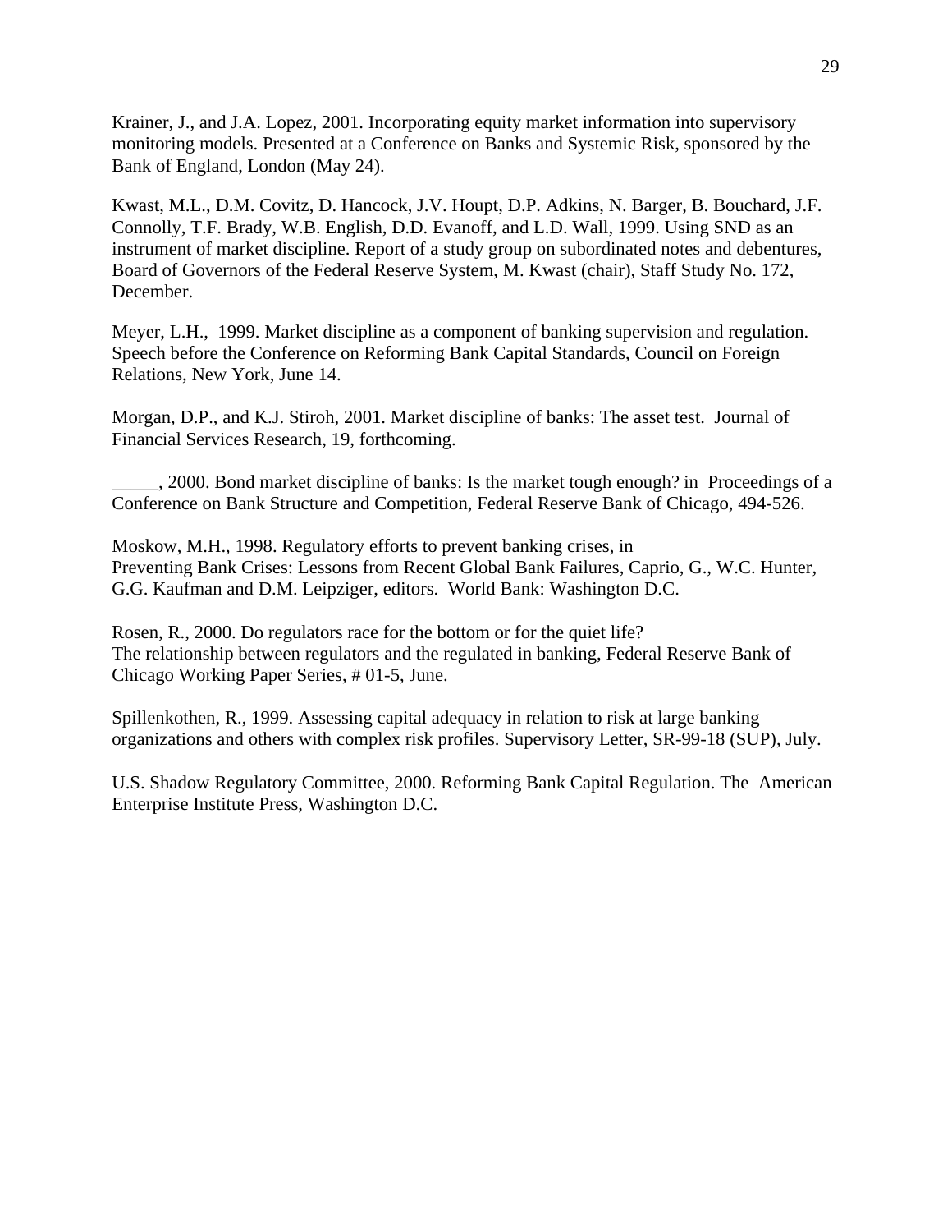Krainer, J., and J.A. Lopez, 2001. Incorporating equity market information into supervisory monitoring models. Presented at a Conference on Banks and Systemic Risk, sponsored by the Bank of England, London (May 24).

Kwast, M.L., D.M. Covitz, D. Hancock, J.V. Houpt, D.P. Adkins, N. Barger, B. Bouchard, J.F. Connolly, T.F. Brady, W.B. English, D.D. Evanoff, and L.D. Wall, 1999. Using SND as an instrument of market discipline. Report of a study group on subordinated notes and debentures, Board of Governors of the Federal Reserve System, M. Kwast (chair), Staff Study No. 172, December.

Meyer, L.H., 1999. Market discipline as a component of banking supervision and regulation. Speech before the Conference on Reforming Bank Capital Standards, Council on Foreign Relations, New York, June 14.

Morgan, D.P., and K.J. Stiroh, 2001. Market discipline of banks: The asset test. Journal of Financial Services Research, 19, forthcoming.

_____, 2000. Bond market discipline of banks: Is the market tough enough? in Proceedings of a Conference on Bank Structure and Competition, Federal Reserve Bank of Chicago, 494-526.

Moskow, M.H., 1998. Regulatory efforts to prevent banking crises, in Preventing Bank Crises: Lessons from Recent Global Bank Failures, Caprio, G., W.C. Hunter, G.G. Kaufman and D.M. Leipziger, editors. World Bank: Washington D.C.

Rosen, R., 2000. Do regulators race for the bottom or for the quiet life? The relationship between regulators and the regulated in banking, Federal Reserve Bank of Chicago Working Paper Series, # 01-5, June.

Spillenkothen, R., 1999. Assessing capital adequacy in relation to risk at large banking organizations and others with complex risk profiles. Supervisory Letter, SR-99-18 (SUP), July.

U.S. Shadow Regulatory Committee, 2000. Reforming Bank Capital Regulation. The American Enterprise Institute Press, Washington D.C.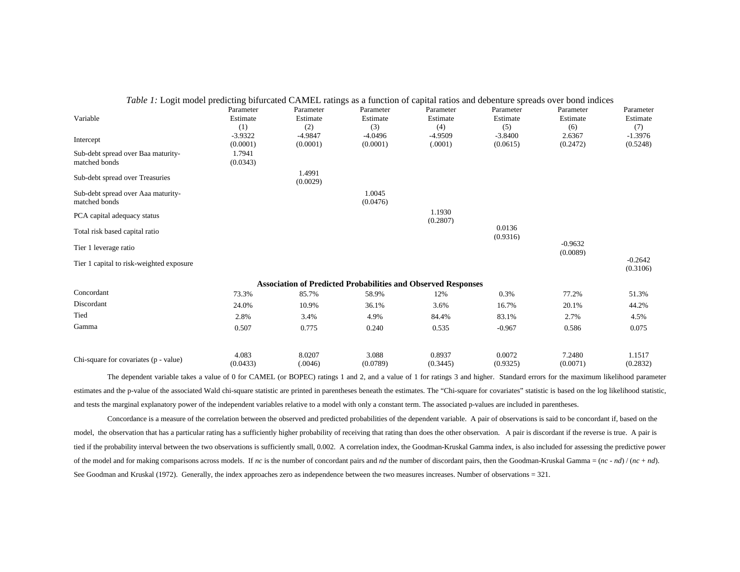*Table 1:* Logit model predicting bifurcated CAMEL ratings as a function of capital ratios and debenture spreads over bond indices

| Variable | Parameter Estimate (1) | Parameter Estimate (2) | Parameter Estimate (3) | Parameter Estimate (4) | Parameter Estimate (5) | Parameter Estimate (6) | Parameter Estimate (7) |
|---|---|---|---|---|---|---|---|
| Intercept | -3.9322 (0.0001) | -4.9847 (0.0001) | -4.0496 (0.0001) | -4.9509 (.0001) | -3.8400 (0.0615) | 2.6367 (0.2472) | -1.3976 (0.5248) |
| Sub-debt spread over Baa maturity-matched bonds | 1.7941 (0.0343) | | | | | | |
| Sub-debt spread over Treasuries | | 1.4991 (0.0029) | | | | | |
| Sub-debt spread over Aaa maturity-matched bonds | | | 1.0045 (0.0476) | | | | |
| PCA capital adequacy status | | | | 1.1930 (0.2807) | | | |
| Total risk based capital ratio | | | | | 0.0136 (0.9316) | | |
| Tier 1 leverage ratio | | | | | | -0.9632 (0.0089) | |
| Tier 1 capital to risk-weighted exposure | | | | | | | -0.2642 (0.3106) |
| **Association of Predicted Probabilities and Observed Responses** | | | | | | | |
| Concordant | 73.3% | 85.7% | 58.9% | 12% | 0.3% | 77.2% | 51.3% |
| Discordant | 24.0% | 10.9% | 36.1% | 3.6% | 16.7% | 20.1% | 44.2% |
| Tied | 2.8% | 3.4% | 4.9% | 84.4% | 83.1% | 2.7% | 4.5% |
| Gamma | 0.507 | 0.775 | 0.240 | 0.535 | -0.967 | 0.586 | 0.075 |
| Chi-square for covariates (p - value) | 4.083 (0.0433) | 8.0207 (.0046) | 3.088 (0.0789) | 0.8937 (0.3445) | 0.0072 (0.9325) | 7.2480 (0.0071) | 1.1517 (0.2832) |

The dependent variable takes a value of 0 for CAMEL (or BOPEC) ratings 1 and 2, and a value of 1 for ratings 3 and higher. Standard errors for the maximum likelihood parameter estimates and the p-value of the associated Wald chi-square statistic are printed in parentheses beneath the estimates. The "Chi-square for covariates" statistic is based on the log likelihood statistic, and tests the marginal explanatory power of the independent variables relative to a model with only a constant term. The associated p-values are included in parentheses.

Concordance is a measure of the correlation between the observed and predicted probabilities of the dependent variable. A pair of observations is said to be concordant if, based on the model, the observation that has a particular rating has a sufficiently higher probability of receiving that rating than does the other observation. A pair is discordant if the reverse is true. A pair is tied if the probability interval between the two observations is sufficiently small, 0.002. A correlation index, the Goodman-Kruskal Gamma index, is also included for assessing the predictive power of the model and for making comparisons across models. If $nc$ is the number of concordant pairs and $nd$ the number of discordant pairs, then the Goodman-Kruskal Gamma = $(nc - nd) / (nc + nd)$. See Goodman and Kruskal (1972). Generally, the index approaches zero as independence between the two measures increases. Number of observations = 321.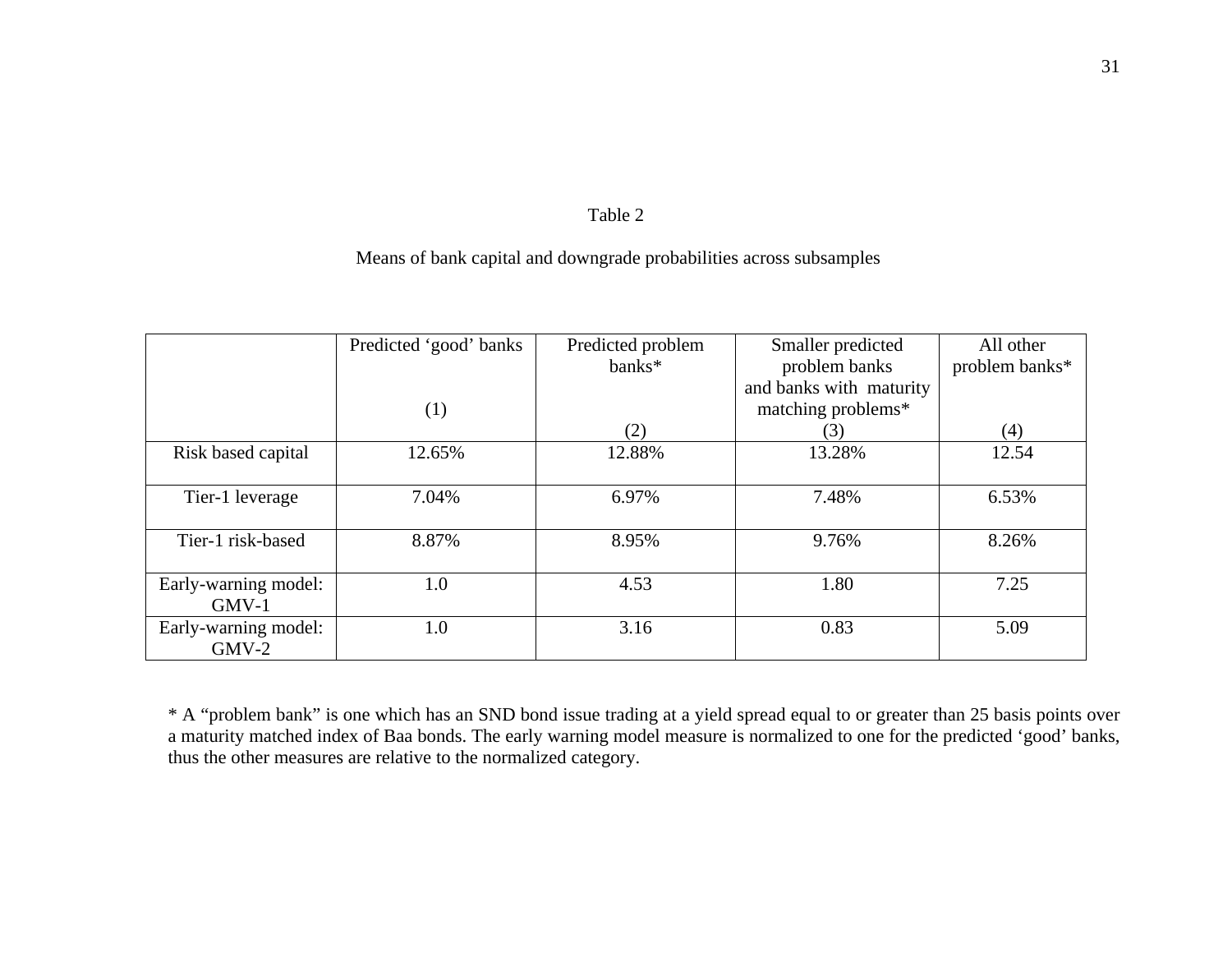Table 2

Means of bank capital and downgrade probabilities across subsamples

| | Predicted 'good' banks<br><br>(1) | Predicted problem banks*<br><br>(2) | Smaller predicted problem banks and banks with maturity matching problems*<br>(3) | All other problem banks*<br><br>(4) |
|---|---|---|---|---|
| Risk based capital | 12.65% | 12.88% | 13.28% | 12.54 |
| Tier-1 leverage | 7.04% | 6.97% | 7.48% | 6.53% |
| Tier-1 risk-based | 8.87% | 8.95% | 9.76% | 8.26% |
| Early-warning model: GMV-1 | 1.0 | 4.53 | 1.80 | 7.25 |
| Early-warning model: GMV-2 | 1.0 | 3.16 | 0.83 | 5.09 |

* A "problem bank" is one which has an SND bond issue trading at a yield spread equal to or greater than 25 basis points over a maturity matched index of Baa bonds. The early warning model measure is normalized to one for the predicted 'good' banks, thus the other measures are relative to the normalized category.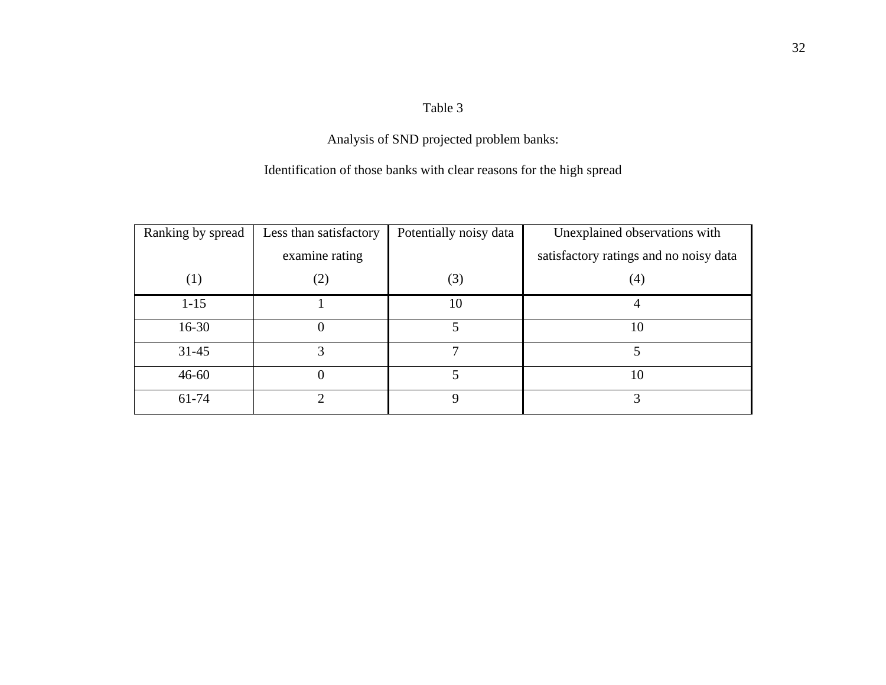Table 3

Analysis of SND projected problem banks:

Identification of those banks with clear reasons for the high spread

| Ranking by spread<br><br>(1) | Less than satisfactory examine rating<br>(2) | Potentially noisy data<br><br>(3) | Unexplained observations with satisfactory ratings and no noisy data<br>(4) |
|---|---|---|---|
| 1-15 | 1 | 10 | 4 |
| 16-30 | 0 | 5 | 10 |
| 31-45 | 3 | 7 | 5 |
| 46-60 | 0 | 5 | 10 |
| 61-74 | 2 | 9 | 3 |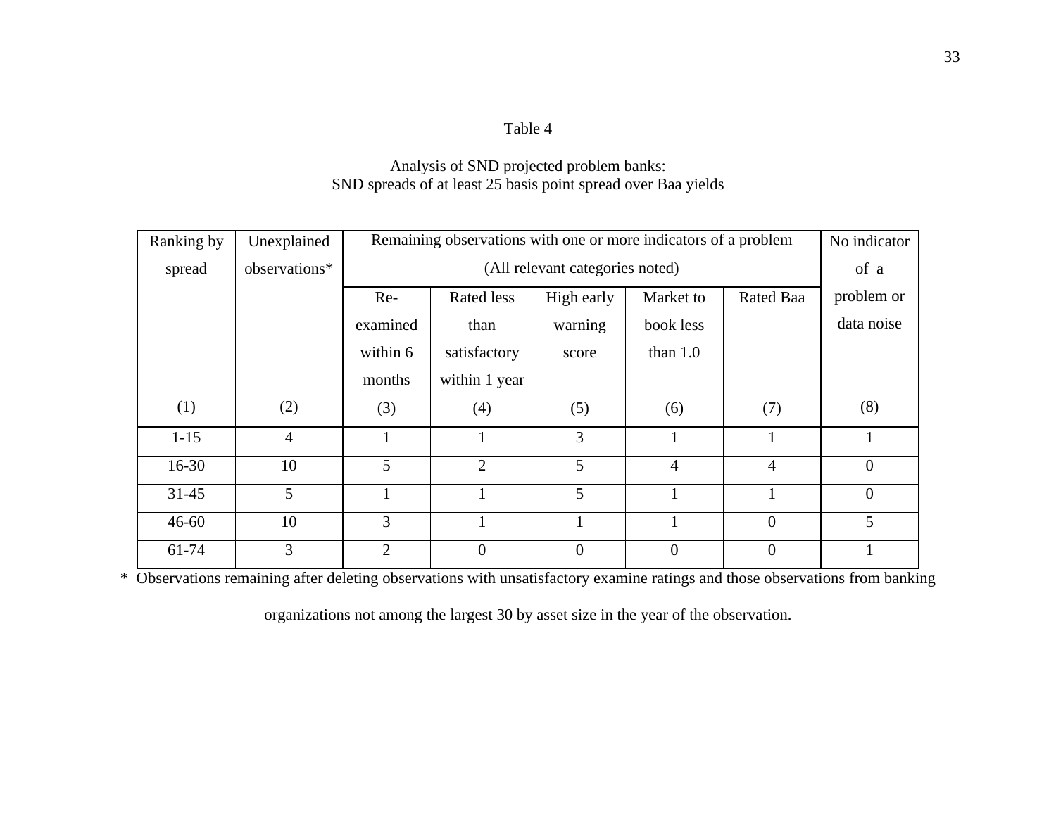Table 4

Analysis of SND projected problem banks:
SND spreads of at least 25 basis point spread over Baa yields

| Ranking by spread | Unexplained observations* | Remaining observations with one or more indicators of a problem (All relevant categories noted) | | | | | No indicator of a problem or data noise |
|---|---|---|---|---|---|---|---|
| | | Re-examined within 6 months | Rated less than satisfactory within 1 year | High early warning score | Market to book less than 1.0 | Rated Baa | |
| (1) | (2) | (3) | (4) | (5) | (6) | (7) | (8) |
| 1-15 | 4 | 1 | 1 | 3 | 1 | 1 | 1 |
| 16-30 | 10 | 5 | 2 | 5 | 4 | 4 | 0 |
| 31-45 | 5 | 1 | 1 | 5 | 1 | 1 | 0 |
| 46-60 | 10 | 3 | 1 | 1 | 1 | 0 | 5 |
| 61-74 | 3 | 2 | 0 | 0 | 0 | 0 | 1 |

* Observations remaining after deleting observations with unsatisfactory examine ratings and those observations from banking organizations not among the largest 30 by asset size in the year of the observation.